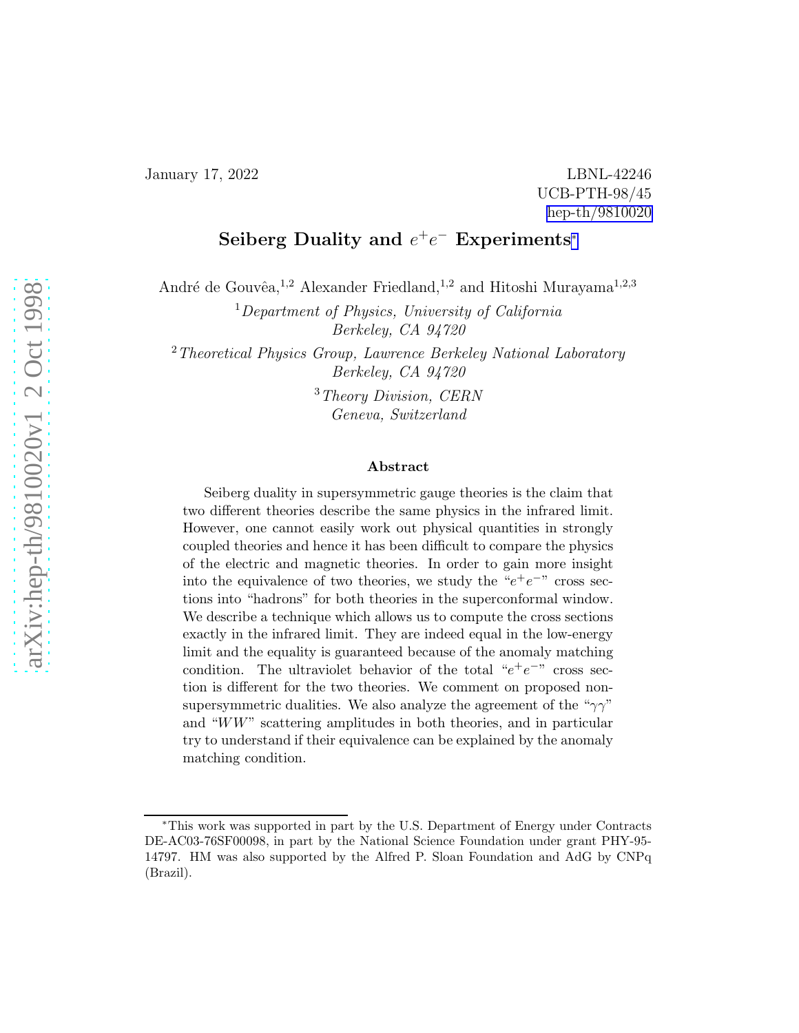January 17, 2022

LBNL-42246
UCB-PTH-98/45
hep-th/9810020

# Seiberg Duality and $e^+e^-$ Experiments*

André de Gouvêa,[1,2] Alexander Friedland,[1,2] and Hitoshi Murayama[1,2,3]

[1] *Department of Physics, University of California*
*Berkeley, CA 94720*

[2] *Theoretical Physics Group, Lawrence Berkeley National Laboratory*
*Berkeley, CA 94720*

[3] *Theory Division, CERN*
*Geneva, Switzerland*

## Abstract

Seiberg duality in supersymmetric gauge theories is the claim that two different theories describe the same physics in the infrared limit. However, one cannot easily work out physical quantities in strongly coupled theories and hence it has been difficult to compare the physics of the electric and magnetic theories. In order to gain more insight into the equivalence of two theories, we study the "$e^+e^-$" cross sections into "hadrons" for both theories in the superconformal window. We describe a technique which allows us to compute the cross sections exactly in the infrared limit. They are indeed equal in the low-energy limit and the equality is guaranteed because of the anomaly matching condition. The ultraviolet behavior of the total "$e^+e^-$" cross section is different for the two theories. We comment on proposed non-supersymmetric dualities. We also analyze the agreement of the "$\gamma\gamma$" and "$WW$" scattering amplitudes in both theories, and in particular try to understand if their equivalence can be explained by the anomaly matching condition.

---

*This work was supported in part by the U.S. Department of Energy under Contracts DE-AC03-76SF00098, in part by the National Science Foundation under grant PHY-95-14797. HM was also supported by the Alfred P. Sloan Foundation and AdG by CNPq (Brazil).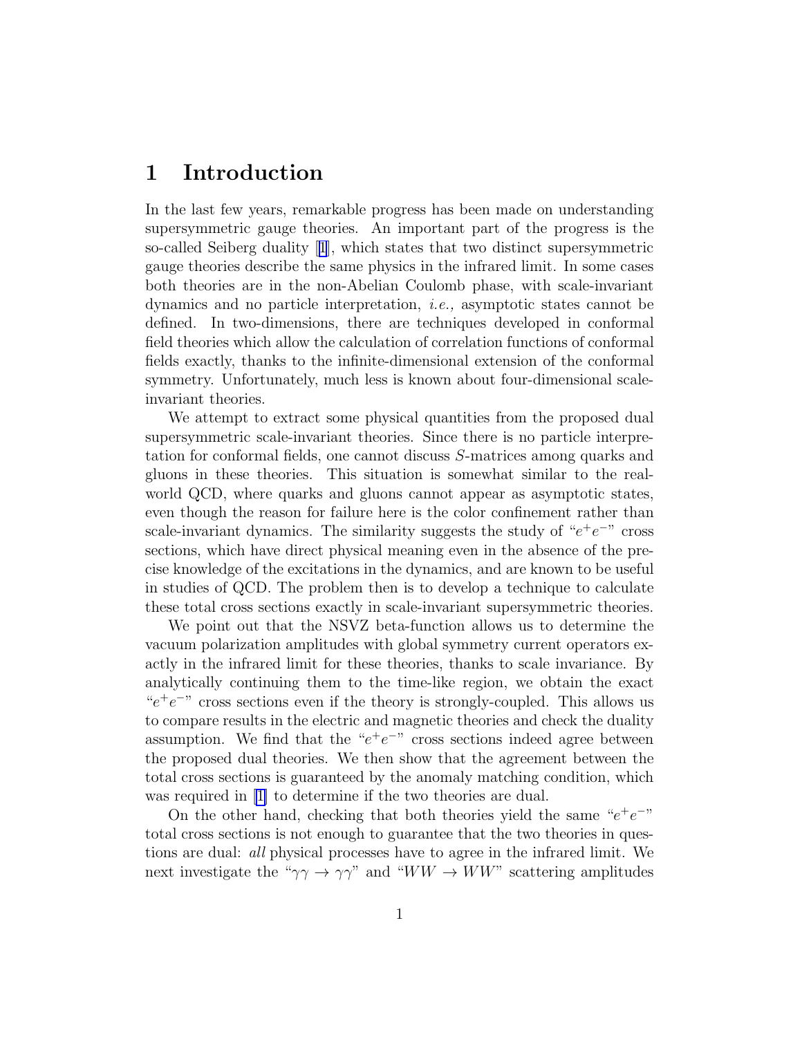# 1 Introduction

In the last few years, remarkable progress has been made on understanding supersymmetric gauge theories. An important part of the progress is the so-called Seiberg duality [1], which states that two distinct supersymmetric gauge theories describe the same physics in the infrared limit. In some cases both theories are in the non-Abelian Coulomb phase, with scale-invariant dynamics and no particle interpretation, *i.e.,* asymptotic states cannot be defined. In two-dimensions, there are techniques developed in conformal field theories which allow the calculation of correlation functions of conformal fields exactly, thanks to the infinite-dimensional extension of the conformal symmetry. Unfortunately, much less is known about four-dimensional scale-invariant theories.

We attempt to extract some physical quantities from the proposed dual supersymmetric scale-invariant theories. Since there is no particle interpretation for conformal fields, one cannot discuss $S$-matrices among quarks and gluons in these theories. This situation is somewhat similar to the real-world QCD, where quarks and gluons cannot appear as asymptotic states, even though the reason for failure here is the color confinement rather than scale-invariant dynamics. The similarity suggests the study of "$e^+e^-$" cross sections, which have direct physical meaning even in the absence of the precise knowledge of the excitations in the dynamics, and are known to be useful in studies of QCD. The problem then is to develop a technique to calculate these total cross sections exactly in scale-invariant supersymmetric theories.

We point out that the NSVZ beta-function allows us to determine the vacuum polarization amplitudes with global symmetry current operators exactly in the infrared limit for these theories, thanks to scale invariance. By analytically continuing them to the time-like region, we obtain the exact "$e^+e^-$" cross sections even if the theory is strongly-coupled. This allows us to compare results in the electric and magnetic theories and check the duality assumption. We find that the "$e^+e^-$" cross sections indeed agree between the proposed dual theories. We then show that the agreement between the total cross sections is guaranteed by the anomaly matching condition, which was required in [1] to determine if the two theories are dual.

On the other hand, checking that both theories yield the same "$e^+e^-$" total cross sections is not enough to guarantee that the two theories in questions are dual: *all* physical processes have to agree in the infrared limit. We next investigate the "$\gamma\gamma \to \gamma\gamma$" and "$WW \to WW$" scattering amplitudes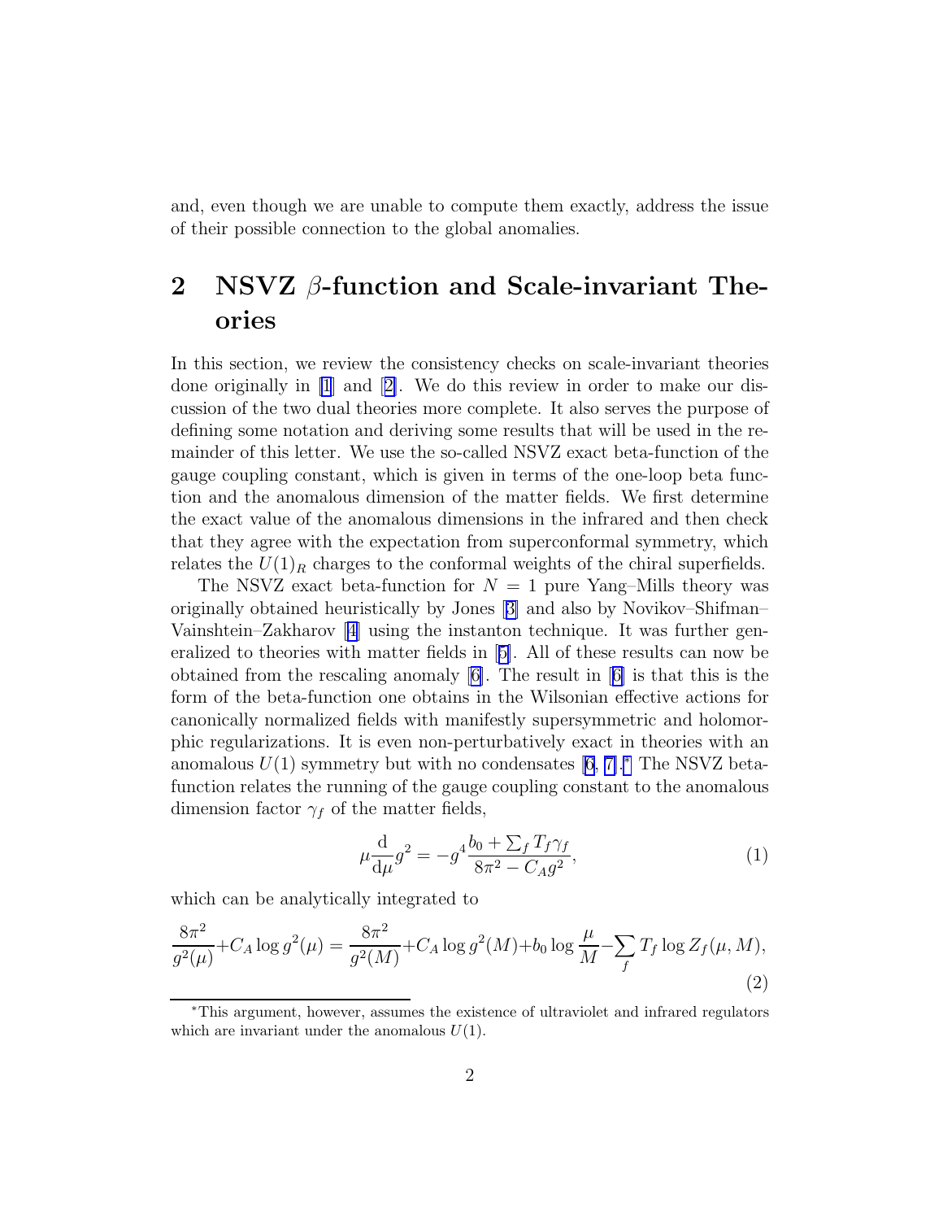and, even though we are unable to compute them exactly, address the issue of their possible connection to the global anomalies.

## 2 NSVZ $\beta$-function and Scale-invariant Theories

In this section, we review the consistency checks on scale-invariant theories done originally in [1] and [2]. We do this review in order to make our discussion of the two dual theories more complete. It also serves the purpose of defining some notation and deriving some results that will be used in the remainder of this letter. We use the so-called NSVZ exact beta-function of the gauge coupling constant, which is given in terms of the one-loop beta function and the anomalous dimension of the matter fields. We first determine the exact value of the anomalous dimensions in the infrared and then check that they agree with the expectation from superconformal symmetry, which relates the $U(1)_R$ charges to the conformal weights of the chiral superfields.

The NSVZ exact beta-function for $N = 1$ pure Yang–Mills theory was originally obtained heuristically by Jones [3] and also by Novikov–Shifman–Vainshtein–Zakharov [4] using the instanton technique. It was further generalized to theories with matter fields in [5]. All of these results can now be obtained from the rescaling anomaly [6]. The result in [6] is that this is the form of the beta-function one obtains in the Wilsonian effective actions for canonically normalized fields with manifestly supersymmetric and holomorphic regularizations. It is even non-perturbatively exact in theories with an anomalous $U(1)$ symmetry but with no condensates [6, 7].* The NSVZ beta-function relates the running of the gauge coupling constant to the anomalous dimension factor $\gamma_f$ of the matter fields,

$$\mu \frac{\mathrm{d}}{\mathrm{d}\mu} g^2 = -g^4 \frac{b_0 + \sum_f T_f \gamma_f}{8\pi^2 - C_A g^2}, \tag{1}$$

which can be analytically integrated to

$$\frac{8\pi^2}{g^2(\mu)} + C_A \log g^2(\mu) = \frac{8\pi^2}{g^2(M)} + C_A \log g^2(M) + b_0 \log \frac{\mu}{M} - \sum_f T_f \log Z_f(\mu, M), \tag{2}$$

*This argument, however, assumes the existence of ultraviolet and infrared regulators which are invariant under the anomalous $U(1)$.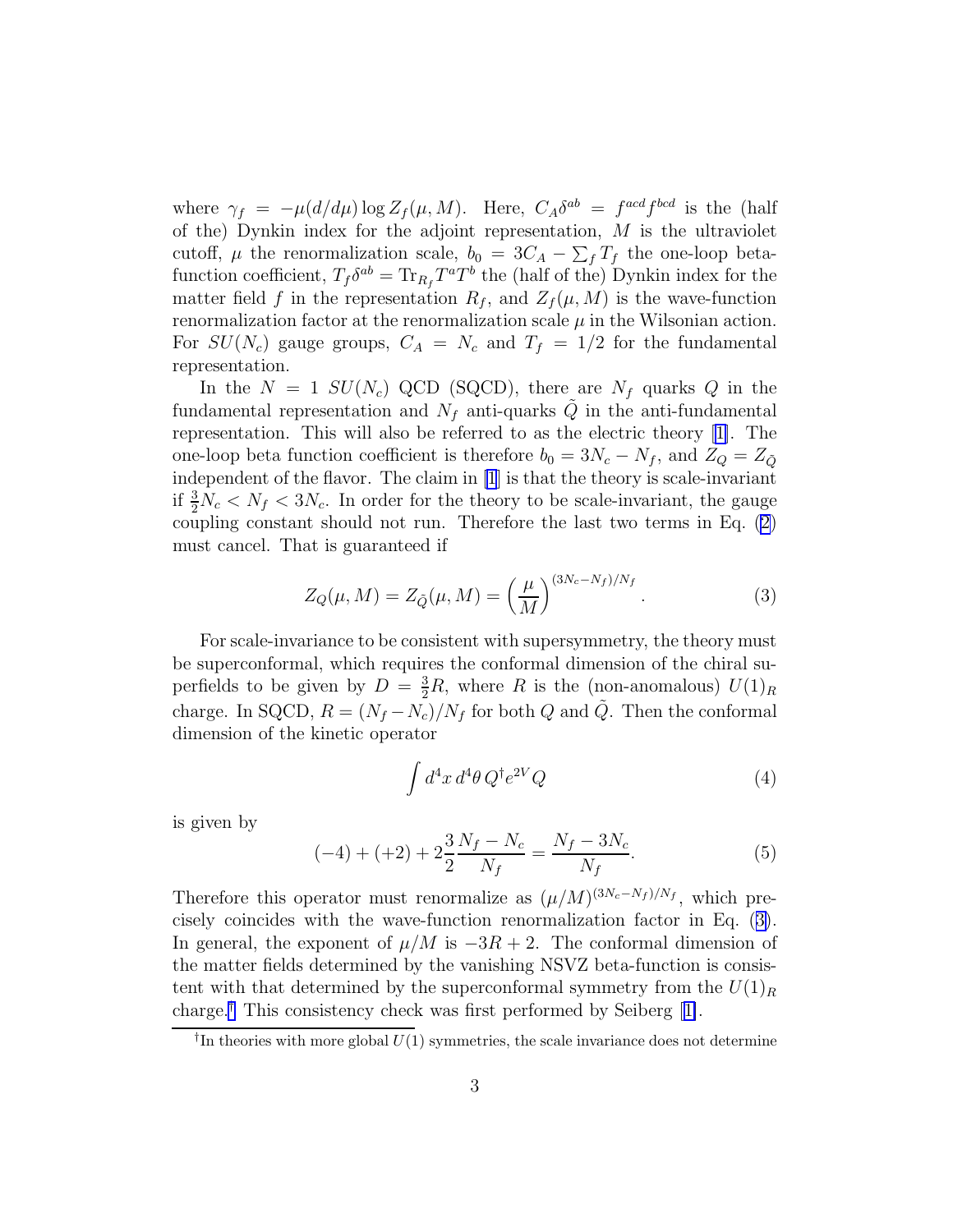where $\gamma_f = -\mu(d/d\mu)\log Z_f(\mu, M)$. Here, $C_A\delta^{ab} = f^{acd}f^{bcd}$ is the (half of the) Dynkin index for the adjoint representation, $M$ is the ultraviolet cutoff, $\mu$ the renormalization scale, $b_0 = 3C_A - \sum_f T_f$ the one-loop beta-function coefficient, $T_f\delta^{ab} = \mathrm{Tr}_{R_f} T^a T^b$ the (half of the) Dynkin index for the matter field $f$ in the representation $R_f$, and $Z_f(\mu, M)$ is the wave-function renormalization factor at the renormalization scale $\mu$ in the Wilsonian action. For $SU(N_c)$ gauge groups, $C_A = N_c$ and $T_f = 1/2$ for the fundamental representation.

In the $N = 1$ $SU(N_c)$ QCD (SQCD), there are $N_f$ quarks $Q$ in the fundamental representation and $N_f$ anti-quarks $\tilde{Q}$ in the anti-fundamental representation. This will also be referred to as the electric theory [1]. The one-loop beta function coefficient is therefore $b_0 = 3N_c - N_f$, and $Z_Q = Z_{\tilde{Q}}$ independent of the flavor. The claim in [1] is that the theory is scale-invariant if $\frac{3}{2}N_c < N_f < 3N_c$. In order for the theory to be scale-invariant, the gauge coupling constant should not run. Therefore the last two terms in Eq. (2) must cancel. That is guaranteed if

$$Z_Q(\mu, M) = Z_{\tilde{Q}}(\mu, M) = \left(\frac{\mu}{M}\right)^{(3N_c - N_f)/N_f}. \tag{3}$$

For scale-invariance to be consistent with supersymmetry, the theory must be superconformal, which requires the conformal dimension of the chiral superfields to be given by $D = \frac{3}{2}R$, where $R$ is the (non-anomalous) $U(1)_R$ charge. In SQCD, $R = (N_f - N_c)/N_f$ for both $Q$ and $\tilde{Q}$. Then the conformal dimension of the kinetic operator

$$\int d^4x\, d^4\theta\, Q^\dagger e^{2V} Q \tag{4}$$

is given by

$$(-4) + (+2) + 2\frac{3}{2}\frac{N_f - N_c}{N_f} = \frac{N_f - 3N_c}{N_f}. \tag{5}$$

Therefore this operator must renormalize as $(\mu/M)^{(3N_c - N_f)/N_f}$, which precisely coincides with the wave-function renormalization factor in Eq. (3). In general, the exponent of $\mu/M$ is $-3R + 2$. The conformal dimension of the matter fields determined by the vanishing NSVZ beta-function is consistent with that determined by the superconformal symmetry from the $U(1)_R$ charge.[†] This consistency check was first performed by Seiberg [1].

[†]In theories with more global $U(1)$ symmetries, the scale invariance does not determine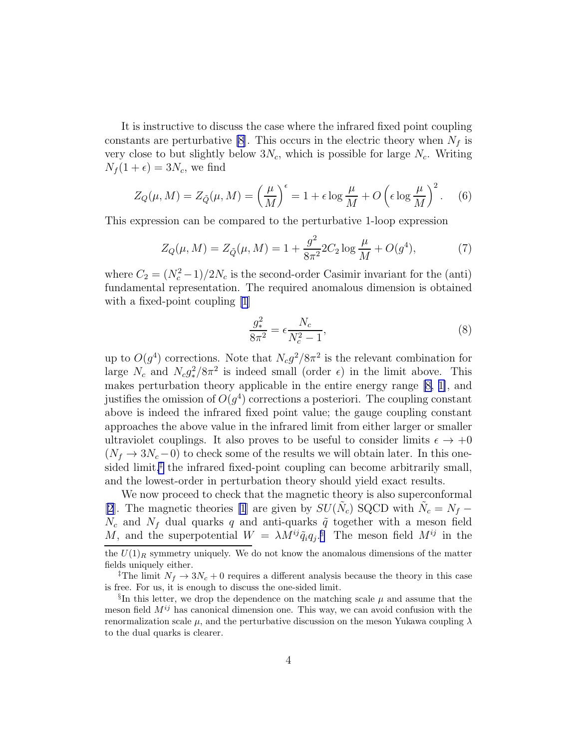It is instructive to discuss the case where the infrared fixed point coupling constants are perturbative [8]. This occurs in the electric theory when $N_f$ is very close to but slightly below $3N_c$, which is possible for large $N_c$. Writing $N_f(1+\epsilon) = 3N_c$, we find

$$Z_Q(\mu, M) = Z_{\tilde{Q}}(\mu, M) = \left(\frac{\mu}{M}\right)^{\epsilon} = 1 + \epsilon \log \frac{\mu}{M} + O\left(\epsilon \log \frac{\mu}{M}\right)^2. \quad (6)$$

This expression can be compared to the perturbative 1-loop expression

$$Z_Q(\mu, M) = Z_{\tilde{Q}}(\mu, M) = 1 + \frac{g^2}{8\pi^2} 2C_2 \log \frac{\mu}{M} + O(g^4), \quad (7)$$

where $C_2 = (N_c^2 - 1)/2N_c$ is the second-order Casimir invariant for the (anti) fundamental representation. The required anomalous dimension is obtained with a fixed-point coupling [1]

$$\frac{g_*^2}{8\pi^2} = \epsilon \frac{N_c}{N_c^2 - 1}, \quad (8)$$

up to $O(g^4)$ corrections. Note that $N_c g^2/8\pi^2$ is the relevant combination for large $N_c$ and $N_c g_*^2/8\pi^2$ is indeed small (order $\epsilon$) in the limit above. This makes perturbation theory applicable in the entire energy range [8, 1], and justifies the omission of $O(g^4)$ corrections a posteriori. The coupling constant above is indeed the infrared fixed point value; the gauge coupling constant approaches the above value in the infrared limit from either larger or smaller ultraviolet couplings. It also proves to be useful to consider limits $\epsilon \to +0$ ($N_f \to 3N_c - 0$) to check some of the results we will obtain later. In this one-sided limit,[‡] the infrared fixed-point coupling can become arbitrarily small, and the lowest-order in perturbation theory should yield exact results.

We now proceed to check that the magnetic theory is also superconformal [2]. The magnetic theories [1] are given by $SU(\tilde{N}_c)$ SQCD with $\tilde{N}_c = N_f - N_c$ and $N_f$ dual quarks $q$ and anti-quarks $\tilde{q}$ together with a meson field $M$, and the superpotential $W = \lambda M^{ij} \tilde{q}_i q_j$.[§] The meson field $M^{ij}$ in the

---

the $U(1)_R$ symmetry uniquely. We do not know the anomalous dimensions of the matter fields uniquely either.

[‡]The limit $N_f \to 3N_c + 0$ requires a different analysis because the theory in this case is free. For us, it is enough to discuss the one-sided limit.

[§]In this letter, we drop the dependence on the matching scale $\mu$ and assume that the meson field $M^{ij}$ has canonical dimension one. This way, we can avoid confusion with the renormalization scale $\mu$, and the perturbative discussion on the meson Yukawa coupling $\lambda$ to the dual quarks is clearer.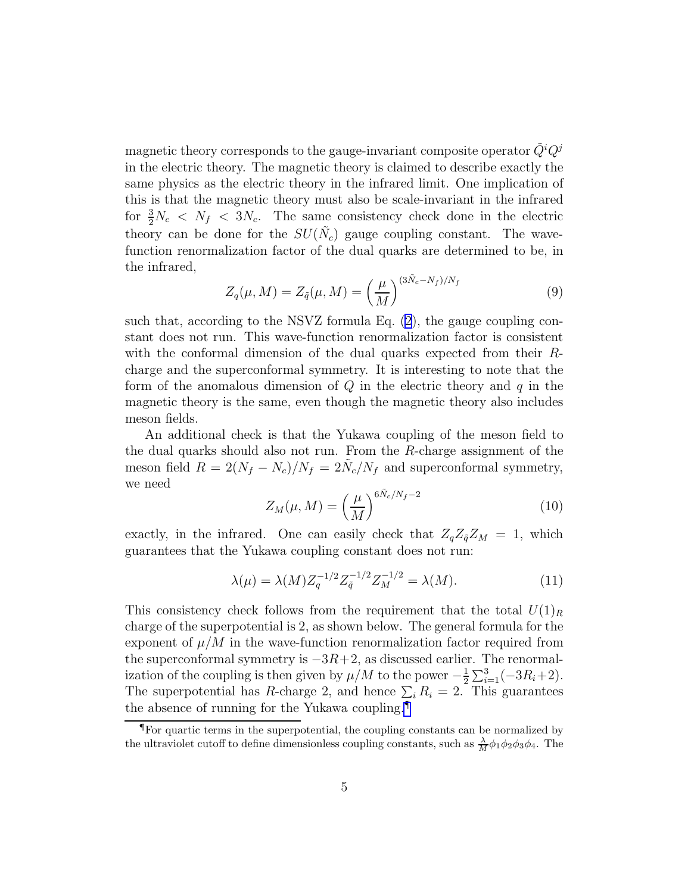magnetic theory corresponds to the gauge-invariant composite operator $\tilde{Q}^i Q^j$ in the electric theory. The magnetic theory is claimed to describe exactly the same physics as the electric theory in the infrared limit. One implication of this is that the magnetic theory must also be scale-invariant in the infrared for $\frac{3}{2}N_c < N_f < 3N_c$. The same consistency check done in the electric theory can be done for the $SU(\tilde{N}_c)$ gauge coupling constant. The wave-function renormalization factor of the dual quarks are determined to be, in the infrared,

$$Z_q(\mu, M) = Z_{\tilde{q}}(\mu, M) = \left(\frac{\mu}{M}\right)^{(3\tilde{N}_c - N_f)/N_f} \tag{9}$$

such that, according to the NSVZ formula Eq. (2), the gauge coupling constant does not run. This wave-function renormalization factor is consistent with the conformal dimension of the dual quarks expected from their $R$-charge and the superconformal symmetry. It is interesting to note that the form of the anomalous dimension of $Q$ in the electric theory and $q$ in the magnetic theory is the same, even though the magnetic theory also includes meson fields.

An additional check is that the Yukawa coupling of the meson field to the dual quarks should also not run. From the $R$-charge assignment of the meson field $R = 2(N_f - N_c)/N_f = 2\tilde{N}_c/N_f$ and superconformal symmetry, we need

$$Z_M(\mu, M) = \left(\frac{\mu}{M}\right)^{6\tilde{N}_c/N_f - 2} \tag{10}$$

exactly, in the infrared. One can easily check that $Z_q Z_{\tilde{q}} Z_M = 1$, which guarantees that the Yukawa coupling constant does not run:

$$\lambda(\mu) = \lambda(M) Z_q^{-1/2} Z_{\tilde{q}}^{-1/2} Z_M^{-1/2} = \lambda(M). \tag{11}$$

This consistency check follows from the requirement that the total $U(1)_R$ charge of the superpotential is 2, as shown below. The general formula for the exponent of $\mu/M$ in the wave-function renormalization factor required from the superconformal symmetry is $-3R+2$, as discussed earlier. The renormalization of the coupling is then given by $\mu/M$ to the power $-\frac{1}{2}\sum_{i=1}^{3}(-3R_i+2)$. The superpotential has $R$-charge 2, and hence $\sum_i R_i = 2$. This guarantees the absence of running for the Yukawa coupling.[¶]

[¶]For quartic terms in the superpotential, the coupling constants can be normalized by the ultraviolet cutoff to define dimensionless coupling constants, such as $\frac{\lambda}{M}\phi_1\phi_2\phi_3\phi_4$. The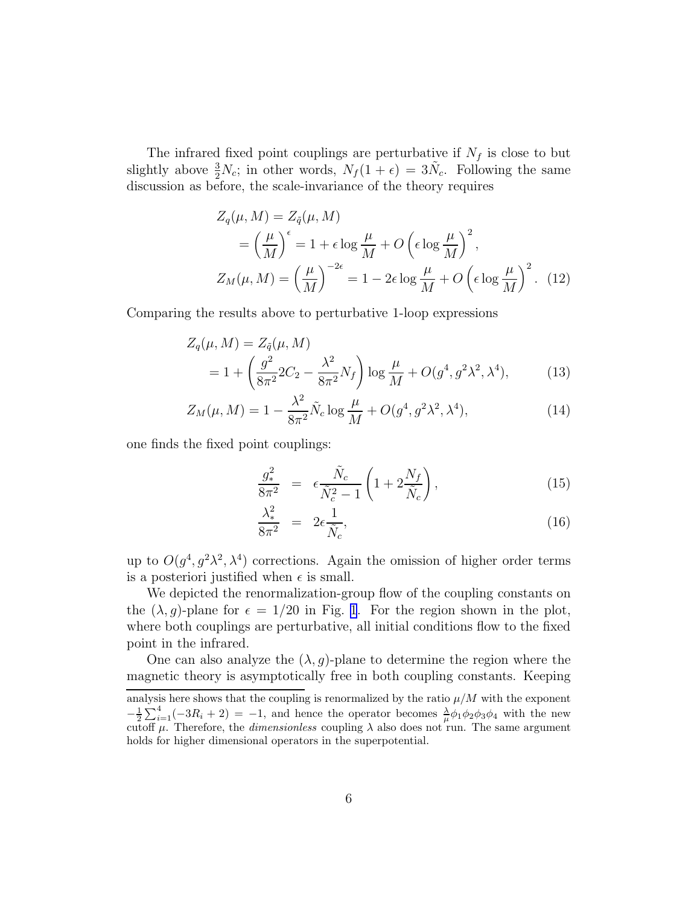The infrared fixed point couplings are perturbative if $N_f$ is close to but slightly above $\frac{3}{2}N_c$; in other words, $N_f(1+\epsilon) = 3\tilde{N}_c$. Following the same discussion as before, the scale-invariance of the theory requires

$$
\begin{aligned}
Z_q(\mu, M) &= Z_{\tilde{q}}(\mu, M) \\
&= \left(\frac{\mu}{M}\right)^{\epsilon} = 1 + \epsilon \log \frac{\mu}{M} + O\left(\epsilon \log \frac{\mu}{M}\right)^2, \\
Z_M(\mu, M) &= \left(\frac{\mu}{M}\right)^{-2\epsilon} = 1 - 2\epsilon \log \frac{\mu}{M} + O\left(\epsilon \log \frac{\mu}{M}\right)^2. \quad (12)
\end{aligned}
$$

Comparing the results above to perturbative 1-loop expressions

$$
\begin{aligned}
Z_q(\mu, M) &= Z_{\tilde{q}}(\mu, M) \\
&= 1 + \left(\frac{g^2}{8\pi^2} 2C_2 - \frac{\lambda^2}{8\pi^2} N_f\right) \log \frac{\mu}{M} + O(g^4, g^2\lambda^2, \lambda^4), \quad (13)
\end{aligned}
$$

$$
Z_M(\mu, M) = 1 - \frac{\lambda^2}{8\pi^2} \tilde{N}_c \log \frac{\mu}{M} + O(g^4, g^2\lambda^2, \lambda^4), \quad (14)
$$

one finds the fixed point couplings:

$$
\frac{g_*^2}{8\pi^2} = \epsilon \frac{\tilde{N}_c}{\tilde{N}_c^2 - 1} \left(1 + 2\frac{N_f}{\tilde{N}_c}\right), \quad (15)
$$

$$
\frac{\lambda_*^2}{8\pi^2} = 2\epsilon \frac{1}{\tilde{N}_c}, \quad (16)
$$

up to $O(g^4, g^2\lambda^2, \lambda^4)$ corrections. Again the omission of higher order terms is a posteriori justified when $\epsilon$ is small.

We depicted the renormalization-group flow of the coupling constants on the $(\lambda, g)$-plane for $\epsilon = 1/20$ in Fig. 1. For the region shown in the plot, where both couplings are perturbative, all initial conditions flow to the fixed point in the infrared.

One can also analyze the $(\lambda, g)$-plane to determine the region where the magnetic theory is asymptotically free in both coupling constants. Keeping

---

analysis here shows that the coupling is renormalized by the ratio $\mu/M$ with the exponent $-\frac{1}{2}\sum_{i=1}^{4}(-3R_i + 2) = -1$, and hence the operator becomes $\frac{\lambda}{\mu}\phi_1\phi_2\phi_3\phi_4$ with the new cutoff $\mu$. Therefore, the *dimensionless* coupling $\lambda$ also does not run. The same argument holds for higher dimensional operators in the superpotential.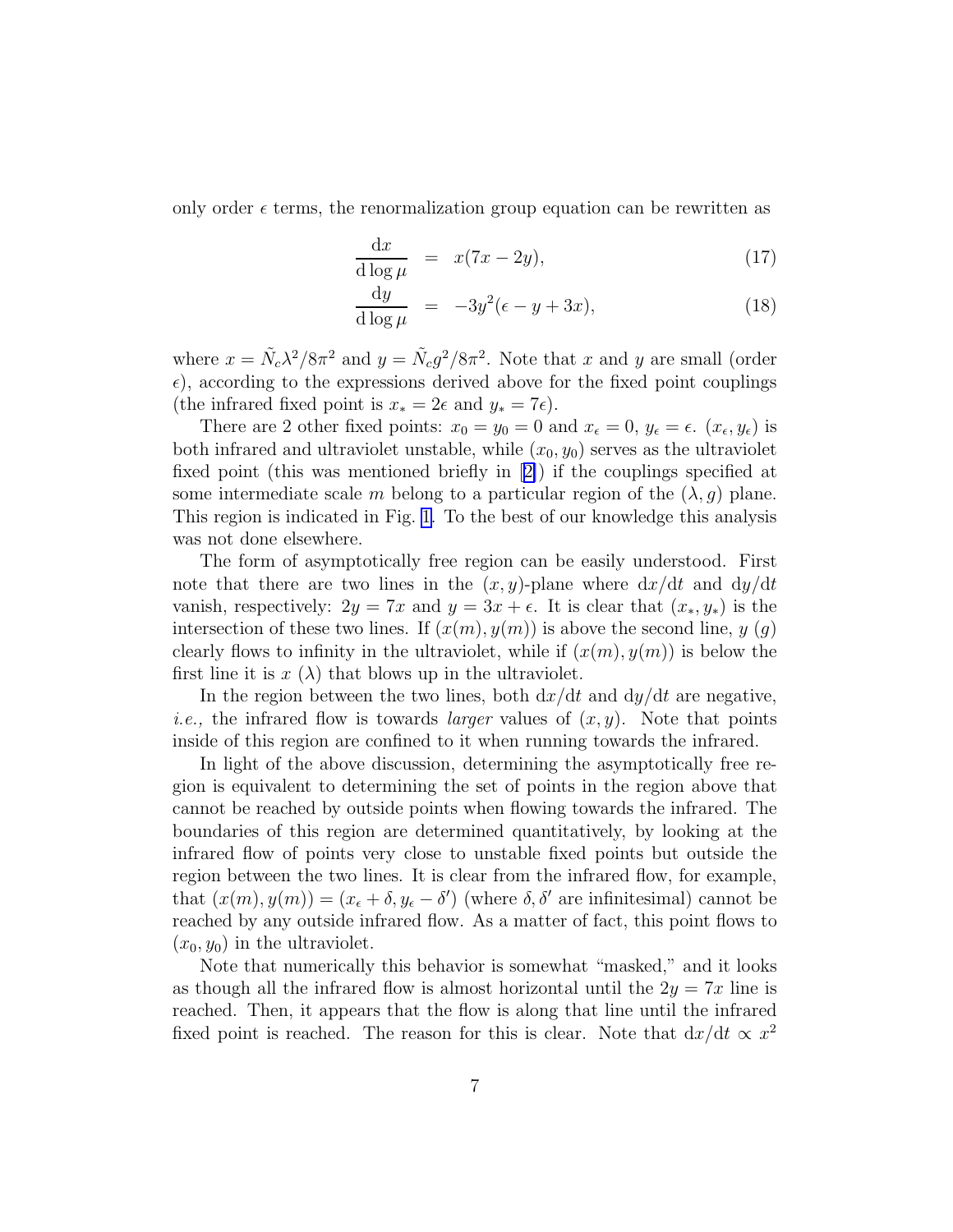only order $\epsilon$ terms, the renormalization group equation can be rewritten as

$$\frac{\mathrm{d}x}{\mathrm{d}\log\mu} = x(7x - 2y), \tag{17}$$

$$\frac{\mathrm{d}y}{\mathrm{d}\log\mu} = -3y^2(\epsilon - y + 3x), \tag{18}$$

where $x = \tilde{N}_c\lambda^2/8\pi^2$ and $y = \tilde{N}_c g^2/8\pi^2$. Note that $x$ and $y$ are small (order $\epsilon$), according to the expressions derived above for the fixed point couplings (the infrared fixed point is $x_* = 2\epsilon$ and $y_* = 7\epsilon$).

There are 2 other fixed points: $x_0 = y_0 = 0$ and $x_\epsilon = 0$, $y_\epsilon = \epsilon$. $(x_\epsilon, y_\epsilon)$ is both infrared and ultraviolet unstable, while $(x_0, y_0)$ serves as the ultraviolet fixed point (this was mentioned briefly in [2]) if the couplings specified at some intermediate scale $m$ belong to a particular region of the $(\lambda, g)$ plane. This region is indicated in Fig. 1. To the best of our knowledge this analysis was not done elsewhere.

The form of asymptotically free region can be easily understood. First note that there are two lines in the $(x, y)$-plane where $\mathrm{d}x/\mathrm{d}t$ and $\mathrm{d}y/\mathrm{d}t$ vanish, respectively: $2y = 7x$ and $y = 3x + \epsilon$. It is clear that $(x_*, y_*)$ is the intersection of these two lines. If $(x(m), y(m))$ is above the second line, $y$ ($g$) clearly flows to infinity in the ultraviolet, while if $(x(m), y(m))$ is below the first line it is $x$ ($\lambda$) that blows up in the ultraviolet.

In the region between the two lines, both $\mathrm{d}x/\mathrm{d}t$ and $\mathrm{d}y/\mathrm{d}t$ are negative, *i.e.,* the infrared flow is towards *larger* values of $(x, y)$. Note that points inside of this region are confined to it when running towards the infrared.

In light of the above discussion, determining the asymptotically free region is equivalent to determining the set of points in the region above that cannot be reached by outside points when flowing towards the infrared. The boundaries of this region are determined quantitatively, by looking at the infrared flow of points very close to unstable fixed points but outside the region between the two lines. It is clear from the infrared flow, for example, that $(x(m), y(m)) = (x_\epsilon + \delta, y_\epsilon - \delta')$ (where $\delta, \delta'$ are infinitesimal) cannot be reached by any outside infrared flow. As a matter of fact, this point flows to $(x_0, y_0)$ in the ultraviolet.

Note that numerically this behavior is somewhat "masked," and it looks as though all the infrared flow is almost horizontal until the $2y = 7x$ line is reached. Then, it appears that the flow is along that line until the infrared fixed point is reached. The reason for this is clear. Note that $\mathrm{d}x/\mathrm{d}t \propto x^2$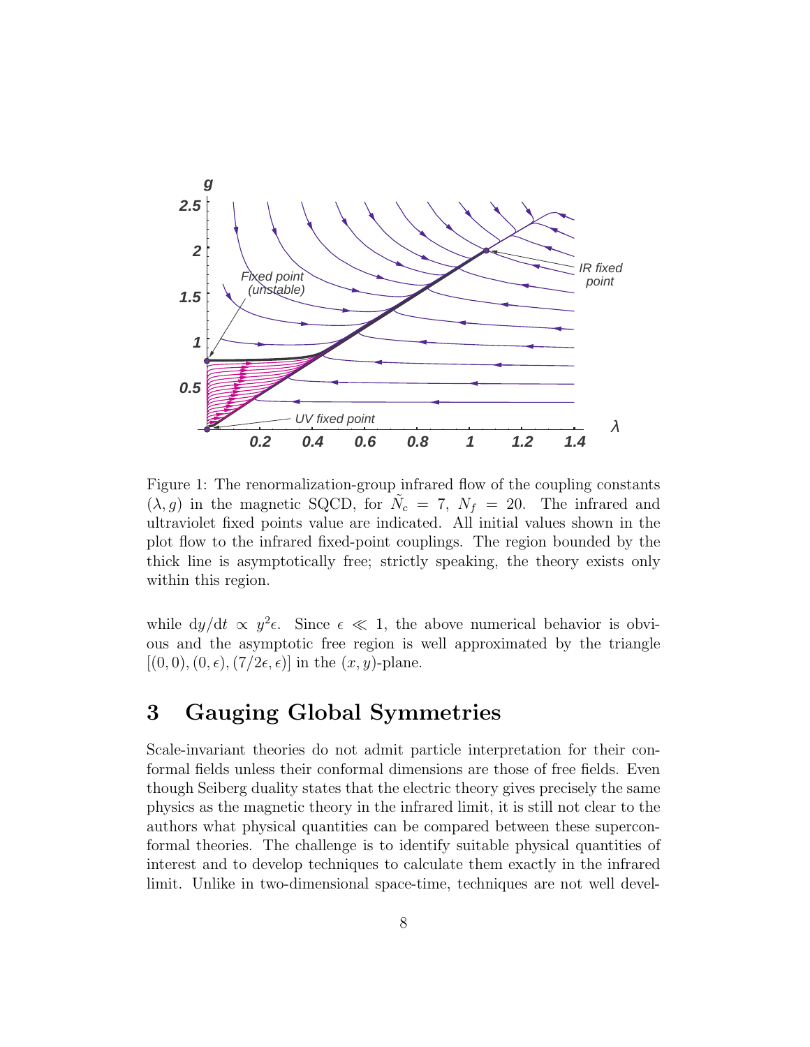Figure 1: The renormalization-group infrared flow of the coupling constants $(\lambda, g)$ in the magnetic SQCD, for $\tilde{N}_c = 7$, $N_f = 20$. The infrared and ultraviolet fixed points value are indicated. All initial values shown in the plot flow to the infrared fixed-point couplings. The region bounded by the thick line is asymptotically free; strictly speaking, the theory exists only within this region.

while $\mathrm{d}y/\mathrm{d}t \propto y^2\epsilon$. Since $\epsilon \ll 1$, the above numerical behavior is obvious and the asymptotic free region is well approximated by the triangle $[(0,0),(0,\epsilon),(7/2\epsilon,\epsilon)]$ in the $(x,y)$-plane.

## 3 Gauging Global Symmetries

Scale-invariant theories do not admit particle interpretation for their conformal fields unless their conformal dimensions are those of free fields. Even though Seiberg duality states that the electric theory gives precisely the same physics as the magnetic theory in the infrared limit, it is still not clear to the authors what physical quantities can be compared between these superconformal theories. The challenge is to identify suitable physical quantities of interest and to develop techniques to calculate them exactly in the infrared limit. Unlike in two-dimensional space-time, techniques are not well devel-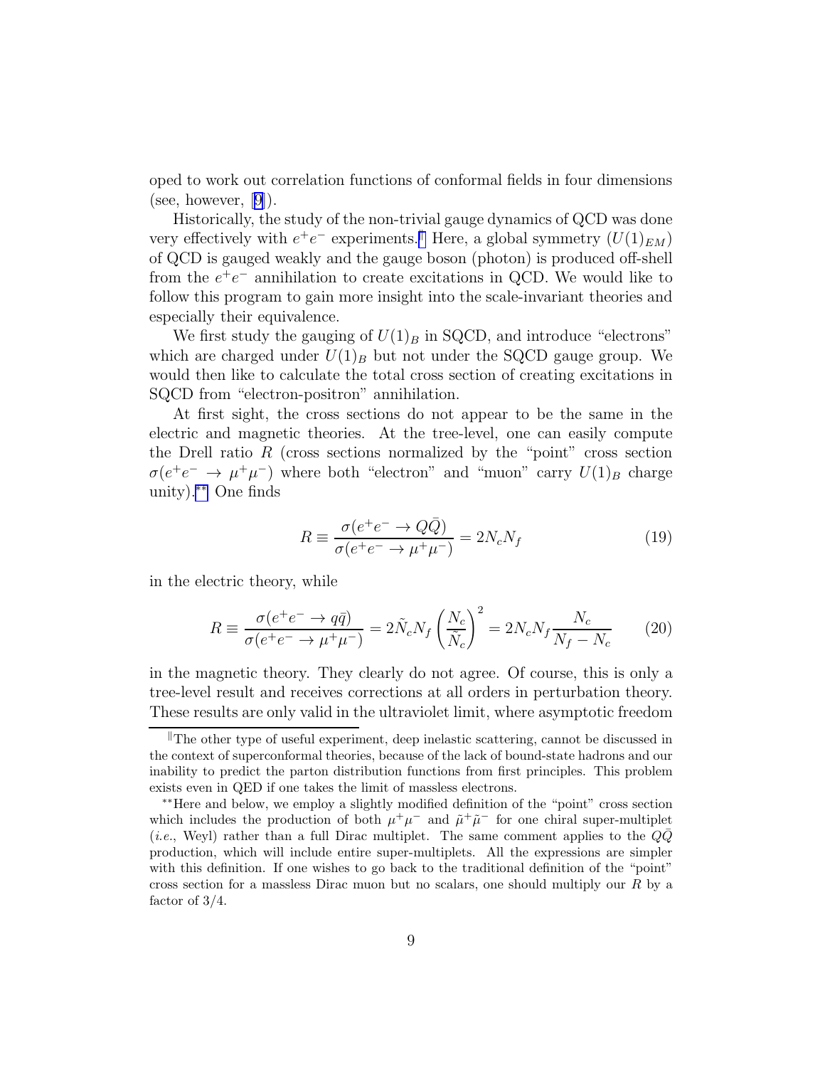oped to work out correlation functions of conformal fields in four dimensions (see, however, [9]).

Historically, the study of the non-trivial gauge dynamics of QCD was done very effectively with $e^+e^-$ experiments.[‖] Here, a global symmetry ($U(1)_{EM}$) of QCD is gauged weakly and the gauge boson (photon) is produced off-shell from the $e^+e^-$ annihilation to create excitations in QCD. We would like to follow this program to gain more insight into the scale-invariant theories and especially their equivalence.

We first study the gauging of $U(1)_B$ in SQCD, and introduce "electrons" which are charged under $U(1)_B$ but not under the SQCD gauge group. We would then like to calculate the total cross section of creating excitations in SQCD from "electron-positron" annihilation.

At first sight, the cross sections do not appear to be the same in the electric and magnetic theories. At the tree-level, one can easily compute the Drell ratio $R$ (cross sections normalized by the "point" cross section $\sigma(e^+e^- \to \mu^+\mu^-)$ where both "electron" and "muon" carry $U(1)_B$ charge unity).[\*\*] One finds

$$R \equiv \frac{\sigma(e^+e^- \to Q\bar{Q})}{\sigma(e^+e^- \to \mu^+\mu^-)} = 2N_c N_f \tag{19}$$

in the electric theory, while

$$R \equiv \frac{\sigma(e^+e^- \to q\bar{q})}{\sigma(e^+e^- \to \mu^+\mu^-)} = 2\tilde{N}_c N_f \left(\frac{N_c}{\tilde{N}_c}\right)^2 = 2N_c N_f \frac{N_c}{N_f - N_c} \tag{20}$$

in the magnetic theory. They clearly do not agree. Of course, this is only a tree-level result and receives corrections at all orders in perturbation theory. These results are only valid in the ultraviolet limit, where asymptotic freedom

---

‖The other type of useful experiment, deep inelastic scattering, cannot be discussed in the context of superconformal theories, because of the lack of bound-state hadrons and our inability to predict the parton distribution functions from first principles. This problem exists even in QED if one takes the limit of massless electrons.

\*\*Here and below, we employ a slightly modified definition of the "point" cross section which includes the production of both $\mu^+\mu^-$ and $\tilde{\mu}^+\tilde{\mu}^-$ for one chiral super-multiplet (*i.e.*, Weyl) rather than a full Dirac multiplet. The same comment applies to the $Q\bar{Q}$ production, which will include entire super-multiplets. All the expressions are simpler with this definition. If one wishes to go back to the traditional definition of the "point" cross section for a massless Dirac muon but no scalars, one should multiply our $R$ by a factor of $3/4$.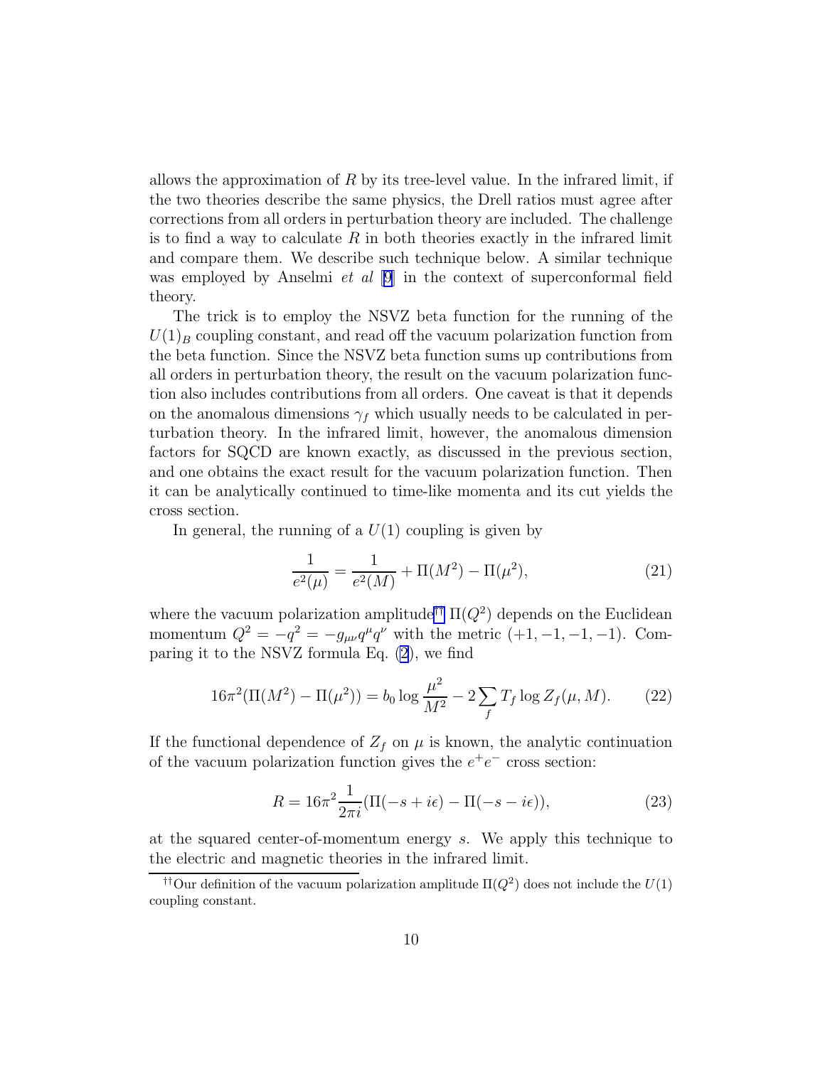allows the approximation of $R$ by its tree-level value. In the infrared limit, if the two theories describe the same physics, the Drell ratios must agree after corrections from all orders in perturbation theory are included. The challenge is to find a way to calculate $R$ in both theories exactly in the infrared limit and compare them. We describe such technique below. A similar technique was employed by Anselmi *et al* [9] in the context of superconformal field theory.

The trick is to employ the NSVZ beta function for the running of the $U(1)_B$ coupling constant, and read off the vacuum polarization function from the beta function. Since the NSVZ beta function sums up contributions from all orders in perturbation theory, the result on the vacuum polarization function also includes contributions from all orders. One caveat is that it depends on the anomalous dimensions $\gamma_f$ which usually needs to be calculated in perturbation theory. In the infrared limit, however, the anomalous dimension factors for SQCD are known exactly, as discussed in the previous section, and one obtains the exact result for the vacuum polarization function. Then it can be analytically continued to time-like momenta and its cut yields the cross section.

In general, the running of a $U(1)$ coupling is given by

$$\frac{1}{e^2(\mu)} = \frac{1}{e^2(M)} + \Pi(M^2) - \Pi(\mu^2), \tag{21}$$

where the vacuum polarization amplitude[††] $\Pi(Q^2)$ depends on the Euclidean momentum $Q^2 = -q^2 = -g_{\mu\nu}q^\mu q^\nu$ with the metric $(+1,-1,-1,-1)$. Comparing it to the NSVZ formula Eq. (2), we find

$$16\pi^2(\Pi(M^2) - \Pi(\mu^2)) = b_0 \log\frac{\mu^2}{M^2} - 2\sum_f T_f \log Z_f(\mu, M). \tag{22}$$

If the functional dependence of $Z_f$ on $\mu$ is known, the analytic continuation of the vacuum polarization function gives the $e^+e^-$ cross section:

$$R = 16\pi^2 \frac{1}{2\pi i}(\Pi(-s + i\epsilon) - \Pi(-s - i\epsilon)), \tag{23}$$

at the squared center-of-momentum energy $s$. We apply this technique to the electric and magnetic theories in the infrared limit.

[††] Our definition of the vacuum polarization amplitude $\Pi(Q^2)$ does not include the $U(1)$ coupling constant.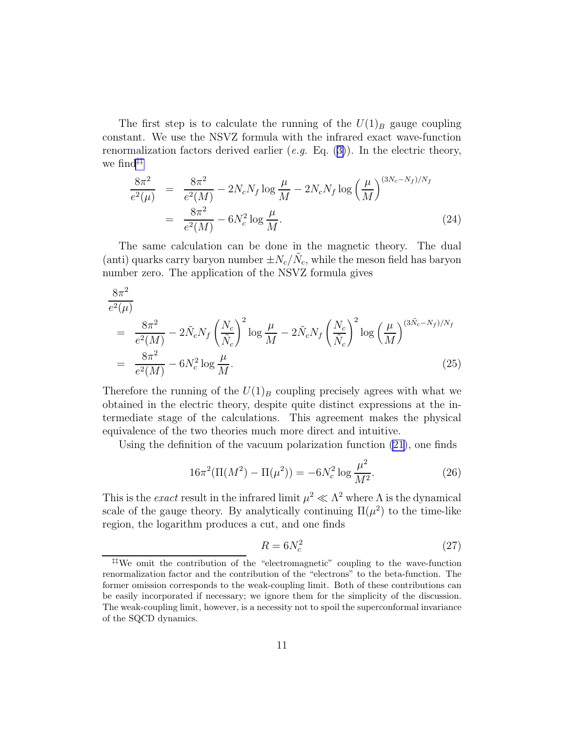The first step is to calculate the running of the $U(1)_B$ gauge coupling constant. We use the NSVZ formula with the infrared exact wave-function renormalization factors derived earlier (*e.g.* Eq. (3)). In the electric theory, we find[‡‡]

$$
\begin{aligned}
\frac{8\pi^2}{e^2(\mu)} &= \frac{8\pi^2}{e^2(M)} - 2N_c N_f \log\frac{\mu}{M} - 2N_c N_f \log\left(\frac{\mu}{M}\right)^{(3N_c - N_f)/N_f} \\
&= \frac{8\pi^2}{e^2(M)} - 6N_c^2 \log\frac{\mu}{M}.
\end{aligned}
\tag{24}
$$

The same calculation can be done in the magnetic theory. The dual (anti) quarks carry baryon number $\pm N_c/\tilde{N}_c$, while the meson field has baryon number zero. The application of the NSVZ formula gives

$$
\begin{aligned}
&\frac{8\pi^2}{e^2(\mu)} \\
&= \frac{8\pi^2}{e^2(M)} - 2\tilde{N}_c N_f \left(\frac{N_c}{\tilde{N}_c}\right)^2 \log\frac{\mu}{M} - 2\tilde{N}_c N_f \left(\frac{N_c}{\tilde{N}_c}\right)^2 \log\left(\frac{\mu}{M}\right)^{(3\tilde{N}_c - N_f)/N_f} \\
&= \frac{8\pi^2}{e^2(M)} - 6N_c^2 \log\frac{\mu}{M}.
\end{aligned}
\tag{25}
$$

Therefore the running of the $U(1)_B$ coupling precisely agrees with what we obtained in the electric theory, despite quite distinct expressions at the intermediate stage of the calculations. This agreement makes the physical equivalence of the two theories much more direct and intuitive.

Using the definition of the vacuum polarization function (21), one finds

$$
16\pi^2(\Pi(M^2) - \Pi(\mu^2)) = -6N_c^2 \log\frac{\mu^2}{M^2}. \tag{26}
$$

This is the *exact* result in the infrared limit $\mu^2 \ll \Lambda^2$ where $\Lambda$ is the dynamical scale of the gauge theory. By analytically continuing $\Pi(\mu^2)$ to the time-like region, the logarithm produces a cut, and one finds

$$
R = 6N_c^2 \tag{27}
$$

[‡‡] We omit the contribution of the "electromagnetic" coupling to the wave-function renormalization factor and the contribution of the "electrons" to the beta-function. The former omission corresponds to the weak-coupling limit. Both of these contributions can be easily incorporated if necessary; we ignore them for the simplicity of the discussion. The weak-coupling limit, however, is a necessity not to spoil the superconformal invariance of the SQCD dynamics.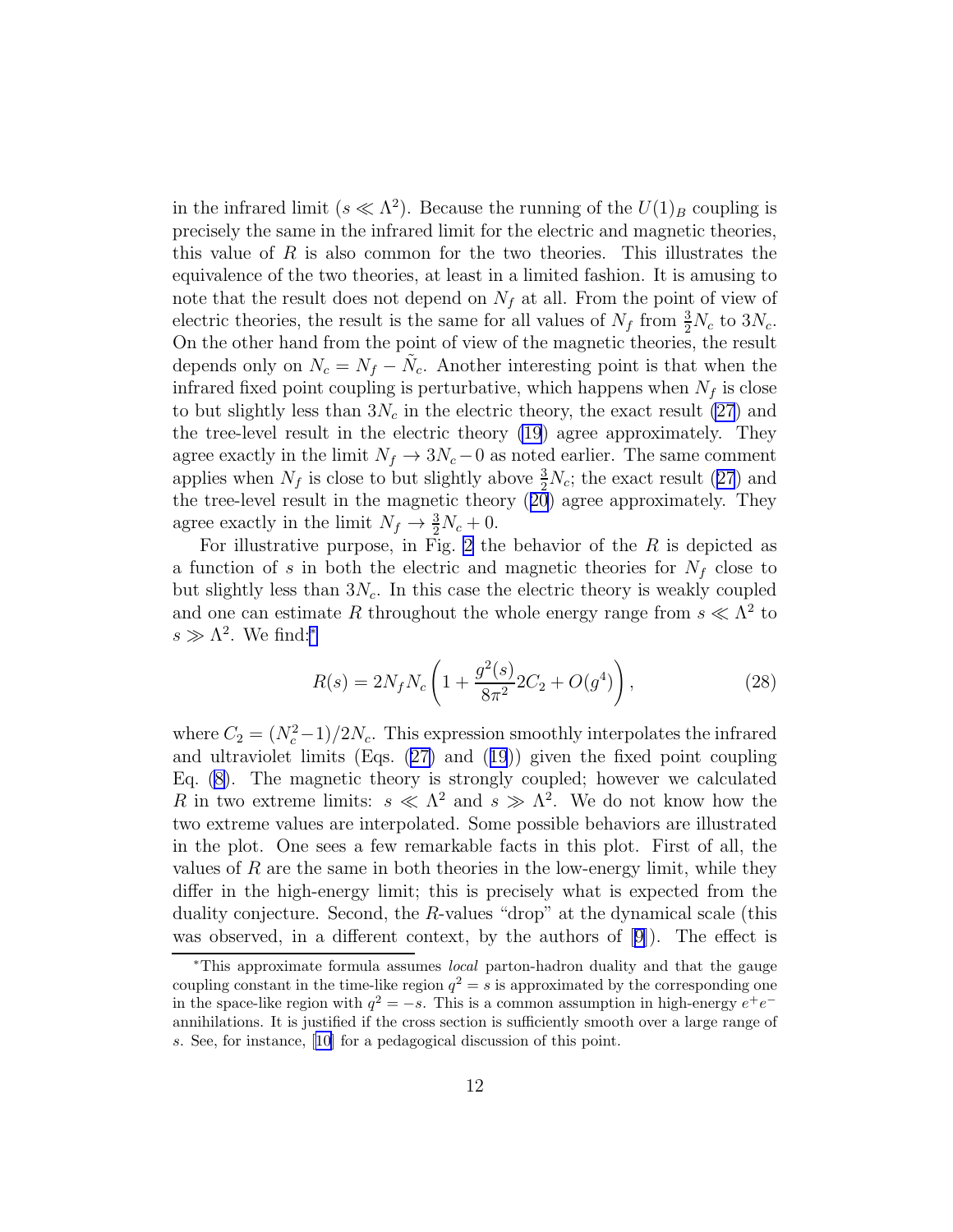in the infrared limit ($s \ll \Lambda^2$). Because the running of the $U(1)_B$ coupling is precisely the same in the infrared limit for the electric and magnetic theories, this value of $R$ is also common for the two theories. This illustrates the equivalence of the two theories, at least in a limited fashion. It is amusing to note that the result does not depend on $N_f$ at all. From the point of view of electric theories, the result is the same for all values of $N_f$ from $\frac{3}{2}N_c$ to $3N_c$. On the other hand from the point of view of the magnetic theories, the result depends only on $N_c = N_f - \tilde{N}_c$. Another interesting point is that when the infrared fixed point coupling is perturbative, which happens when $N_f$ is close to but slightly less than $3N_c$ in the electric theory, the exact result (27) and the tree-level result in the electric theory (19) agree approximately. They agree exactly in the limit $N_f \to 3N_c - 0$ as noted earlier. The same comment applies when $N_f$ is close to but slightly above $\frac{3}{2}N_c$; the exact result (27) and the tree-level result in the magnetic theory (20) agree approximately. They agree exactly in the limit $N_f \to \frac{3}{2}N_c + 0$.

For illustrative purpose, in Fig. 2 the behavior of the $R$ is depicted as a function of $s$ in both the electric and magnetic theories for $N_f$ close to but slightly less than $3N_c$. In this case the electric theory is weakly coupled and one can estimate $R$ throughout the whole energy range from $s \ll \Lambda^2$ to $s \gg \Lambda^2$. We find:*

$$R(s) = 2N_f N_c \left( 1 + \frac{g^2(s)}{8\pi^2} 2C_2 + O(g^4) \right), \tag{28}$$

where $C_2 = (N_c^2 - 1)/2N_c$. This expression smoothly interpolates the infrared and ultraviolet limits (Eqs. (27) and (19)) given the fixed point coupling Eq. (8). The magnetic theory is strongly coupled; however we calculated $R$ in two extreme limits: $s \ll \Lambda^2$ and $s \gg \Lambda^2$. We do not know how the two extreme values are interpolated. Some possible behaviors are illustrated in the plot. One sees a few remarkable facts in this plot. First of all, the values of $R$ are the same in both theories in the low-energy limit, while they differ in the high-energy limit; this is precisely what is expected from the duality conjecture. Second, the $R$-values "drop" at the dynamical scale (this was observed, in a different context, by the authors of [9]). The effect is

*This approximate formula assumes *local* parton-hadron duality and that the gauge coupling constant in the time-like region $q^2 = s$ is approximated by the corresponding one in the space-like region with $q^2 = -s$. This is a common assumption in high-energy $e^+e^-$ annihilations. It is justified if the cross section is sufficiently smooth over a large range of $s$. See, for instance, [10] for a pedagogical discussion of this point.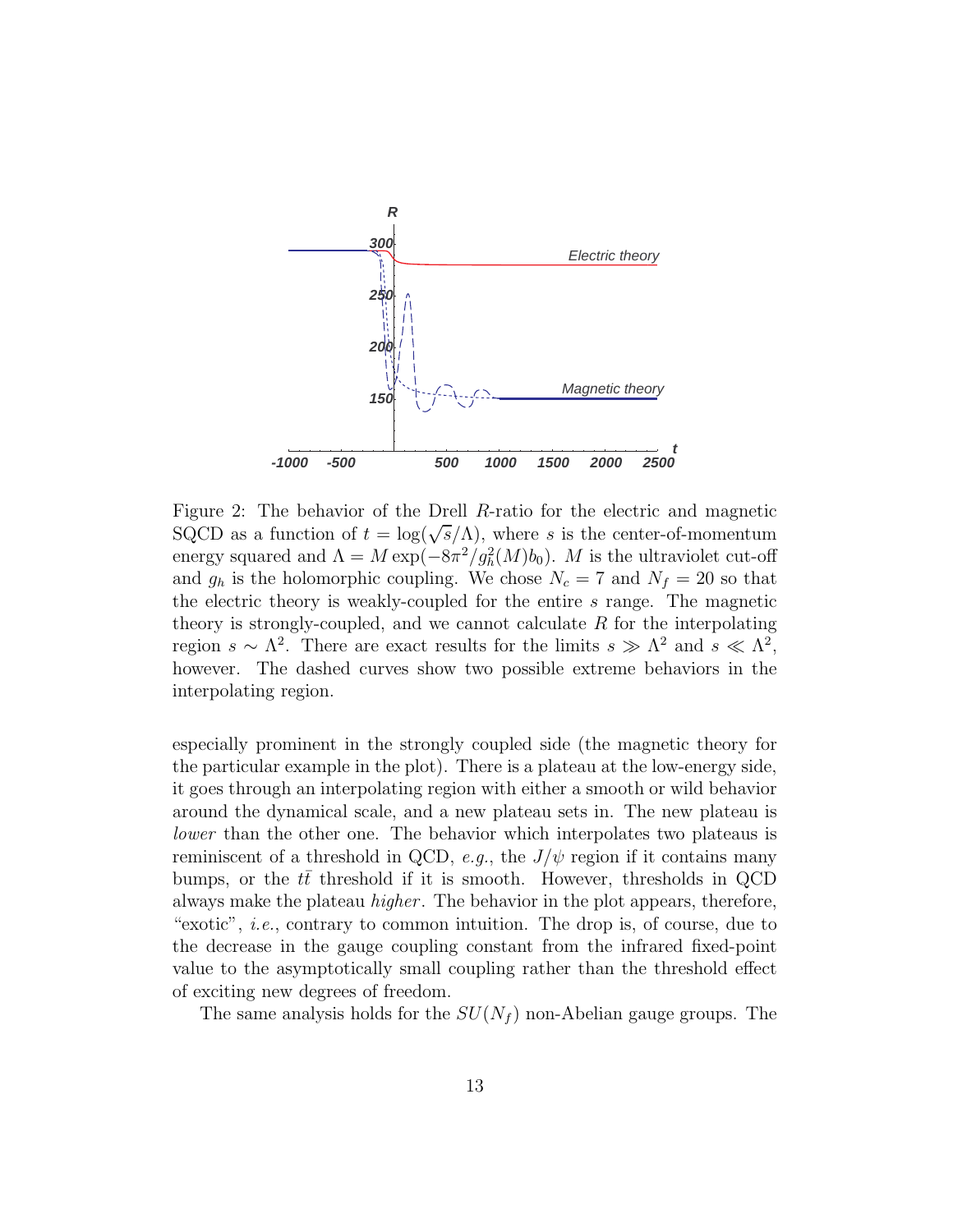Figure 2: The behavior of the Drell $R$-ratio for the electric and magnetic SQCD as a function of $t = \log(\sqrt{s}/\Lambda)$, where $s$ is the center-of-momentum energy squared and $\Lambda = M \exp(-8\pi^2/g_h^2(M)b_0)$. $M$ is the ultraviolet cut-off and $g_h$ is the holomorphic coupling. We chose $N_c = 7$ and $N_f = 20$ so that the electric theory is weakly-coupled for the entire $s$ range. The magnetic theory is strongly-coupled, and we cannot calculate $R$ for the interpolating region $s \sim \Lambda^2$. There are exact results for the limits $s \gg \Lambda^2$ and $s \ll \Lambda^2$, however. The dashed curves show two possible extreme behaviors in the interpolating region.

especially prominent in the strongly coupled side (the magnetic theory for the particular example in the plot). There is a plateau at the low-energy side, it goes through an interpolating region with either a smooth or wild behavior around the dynamical scale, and a new plateau sets in. The new plateau is *lower* than the other one. The behavior which interpolates two plateaus is reminiscent of a threshold in QCD, *e.g.*, the $J/\psi$ region if it contains many bumps, or the $t\bar{t}$ threshold if it is smooth. However, thresholds in QCD always make the plateau *higher*. The behavior in the plot appears, therefore, "exotic", *i.e.*, contrary to common intuition. The drop is, of course, due to the decrease in the gauge coupling constant from the infrared fixed-point value to the asymptotically small coupling rather than the threshold effect of exciting new degrees of freedom.

The same analysis holds for the $SU(N_f)$ non-Abelian gauge groups. The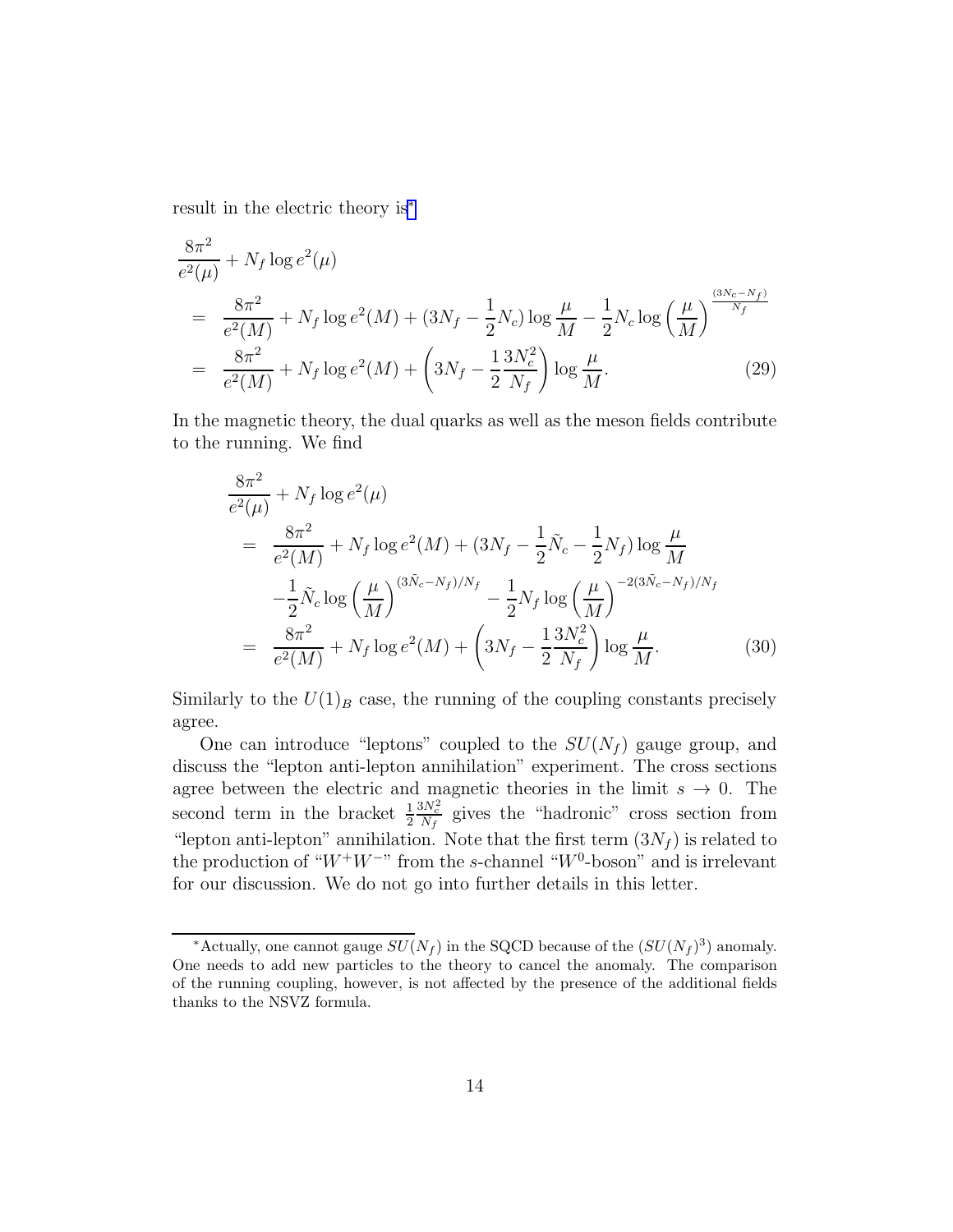result in the electric theory is[*]

$$
\begin{aligned}
&\frac{8\pi^2}{e^2(\mu)} + N_f \log e^2(\mu) \\
&= \frac{8\pi^2}{e^2(M)} + N_f \log e^2(M) + (3N_f - \frac{1}{2}N_c)\log\frac{\mu}{M} - \frac{1}{2}N_c \log\left(\frac{\mu}{M}\right)^{\frac{(3N_c-N_f)}{N_f}} \\
&= \frac{8\pi^2}{e^2(M)} + N_f \log e^2(M) + \left(3N_f - \frac{1}{2}\frac{3N_c^2}{N_f}\right)\log\frac{\mu}{M}. \qquad (29)
\end{aligned}
$$

In the magnetic theory, the dual quarks as well as the meson fields contribute to the running. We find

$$
\begin{aligned}
&\frac{8\pi^2}{e^2(\mu)} + N_f \log e^2(\mu) \\
&= \frac{8\pi^2}{e^2(M)} + N_f \log e^2(M) + (3N_f - \frac{1}{2}\tilde{N}_c - \frac{1}{2}N_f)\log\frac{\mu}{M} \\
&\quad -\frac{1}{2}\tilde{N}_c \log\left(\frac{\mu}{M}\right)^{(3\tilde{N}_c-N_f)/N_f} - \frac{1}{2}N_f \log\left(\frac{\mu}{M}\right)^{-2(3\tilde{N}_c-N_f)/N_f} \\
&= \frac{8\pi^2}{e^2(M)} + N_f \log e^2(M) + \left(3N_f - \frac{1}{2}\frac{3N_c^2}{N_f}\right)\log\frac{\mu}{M}. \qquad (30)
\end{aligned}
$$

Similarly to the $U(1)_B$ case, the running of the coupling constants precisely agree.

One can introduce "leptons" coupled to the $SU(N_f)$ gauge group, and discuss the "lepton anti-lepton annihilation" experiment. The cross sections agree between the electric and magnetic theories in the limit $s \to 0$. The second term in the bracket $\frac{1}{2}\frac{3N_c^2}{N_f}$ gives the "hadronic" cross section from "lepton anti-lepton" annihilation. Note that the first term $(3N_f)$ is related to the production of "$W^+W^-$" from the $s$-channel "$W^0$-boson" and is irrelevant for our discussion. We do not go into further details in this letter.

---

[*] Actually, one cannot gauge $SU(N_f)$ in the SQCD because of the $(SU(N_f)^3)$ anomaly. One needs to add new particles to the theory to cancel the anomaly. The comparison of the running coupling, however, is not affected by the presence of the additional fields thanks to the NSVZ formula.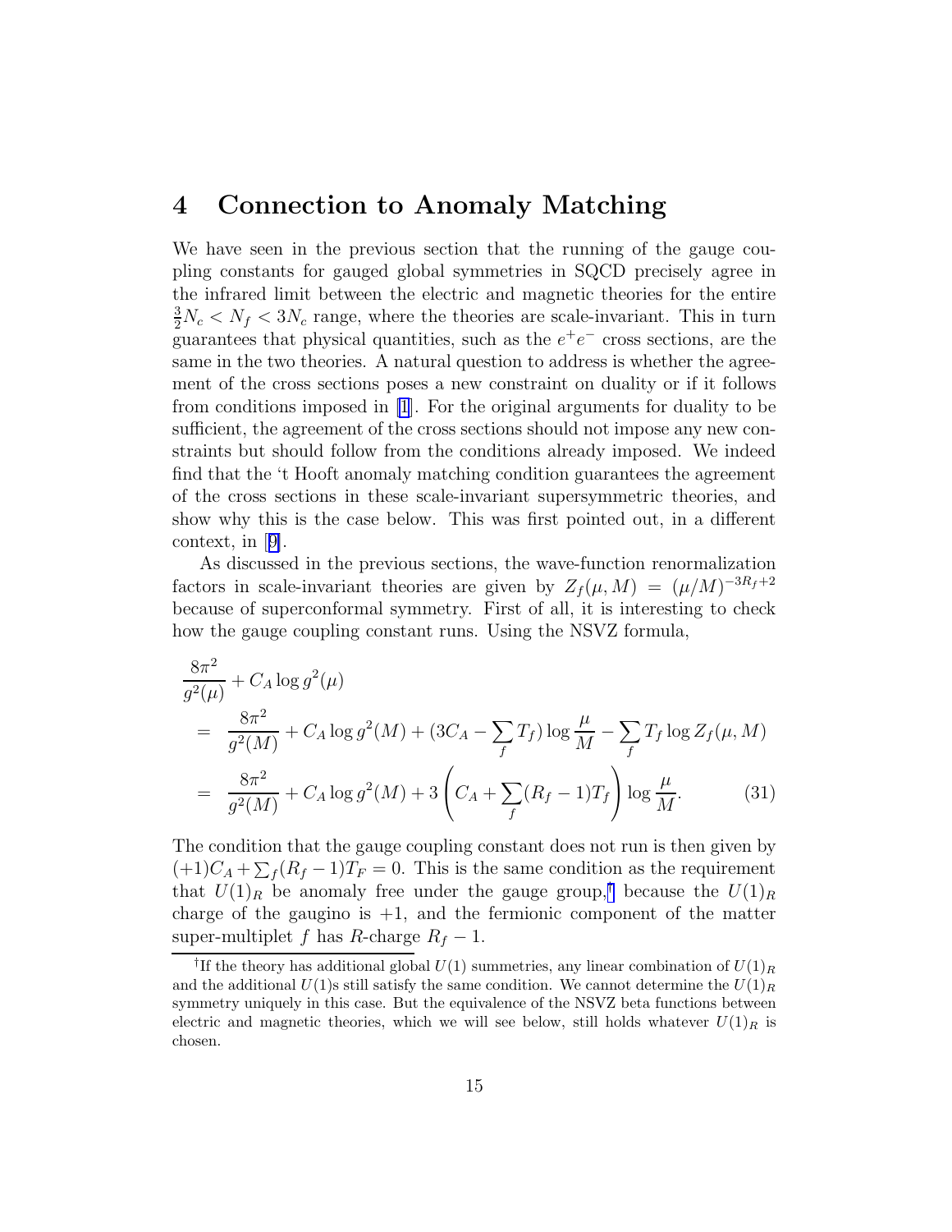# 4 Connection to Anomaly Matching

We have seen in the previous section that the running of the gauge coupling constants for gauged global symmetries in SQCD precisely agree in the infrared limit between the electric and magnetic theories for the entire $\frac{3}{2}N_c < N_f < 3N_c$ range, where the theories are scale-invariant. This in turn guarantees that physical quantities, such as the $e^+e^-$ cross sections, are the same in the two theories. A natural question to address is whether the agreement of the cross sections poses a new constraint on duality or if it follows from conditions imposed in [1]. For the original arguments for duality to be sufficient, the agreement of the cross sections should not impose any new constraints but should follow from the conditions already imposed. We indeed find that the 't Hooft anomaly matching condition guarantees the agreement of the cross sections in these scale-invariant supersymmetric theories, and show why this is the case below. This was first pointed out, in a different context, in [9].

As discussed in the previous sections, the wave-function renormalization factors in scale-invariant theories are given by $Z_f(\mu, M) = (\mu/M)^{-3R_f+2}$ because of superconformal symmetry. First of all, it is interesting to check how the gauge coupling constant runs. Using the NSVZ formula,

$$
\begin{aligned}
&\frac{8\pi^2}{g^2(\mu)} + C_A \log g^2(\mu) \\
&= \frac{8\pi^2}{g^2(M)} + C_A \log g^2(M) + (3C_A - \sum_f T_f) \log \frac{\mu}{M} - \sum_f T_f \log Z_f(\mu, M) \\
&= \frac{8\pi^2}{g^2(M)} + C_A \log g^2(M) + 3 \left( C_A + \sum_f (R_f - 1) T_f \right) \log \frac{\mu}{M}. \qquad (31)
\end{aligned}
$$

The condition that the gauge coupling constant does not run is then given by $(+1)C_A + \sum_f (R_f - 1)T_F = 0$. This is the same condition as the requirement that $U(1)_R$ be anomaly free under the gauge group,[†] because the $U(1)_R$ charge of the gaugino is $+1$, and the fermionic component of the matter super-multiplet $f$ has $R$-charge $R_f - 1$.

[†] If the theory has additional global $U(1)$ symmetries, any linear combination of $U(1)_R$ and the additional $U(1)$s still satisfy the same condition. We cannot determine the $U(1)_R$ symmetry uniquely in this case. But the equivalence of the NSVZ beta functions between electric and magnetic theories, which we will see below, still holds whatever $U(1)_R$ is chosen.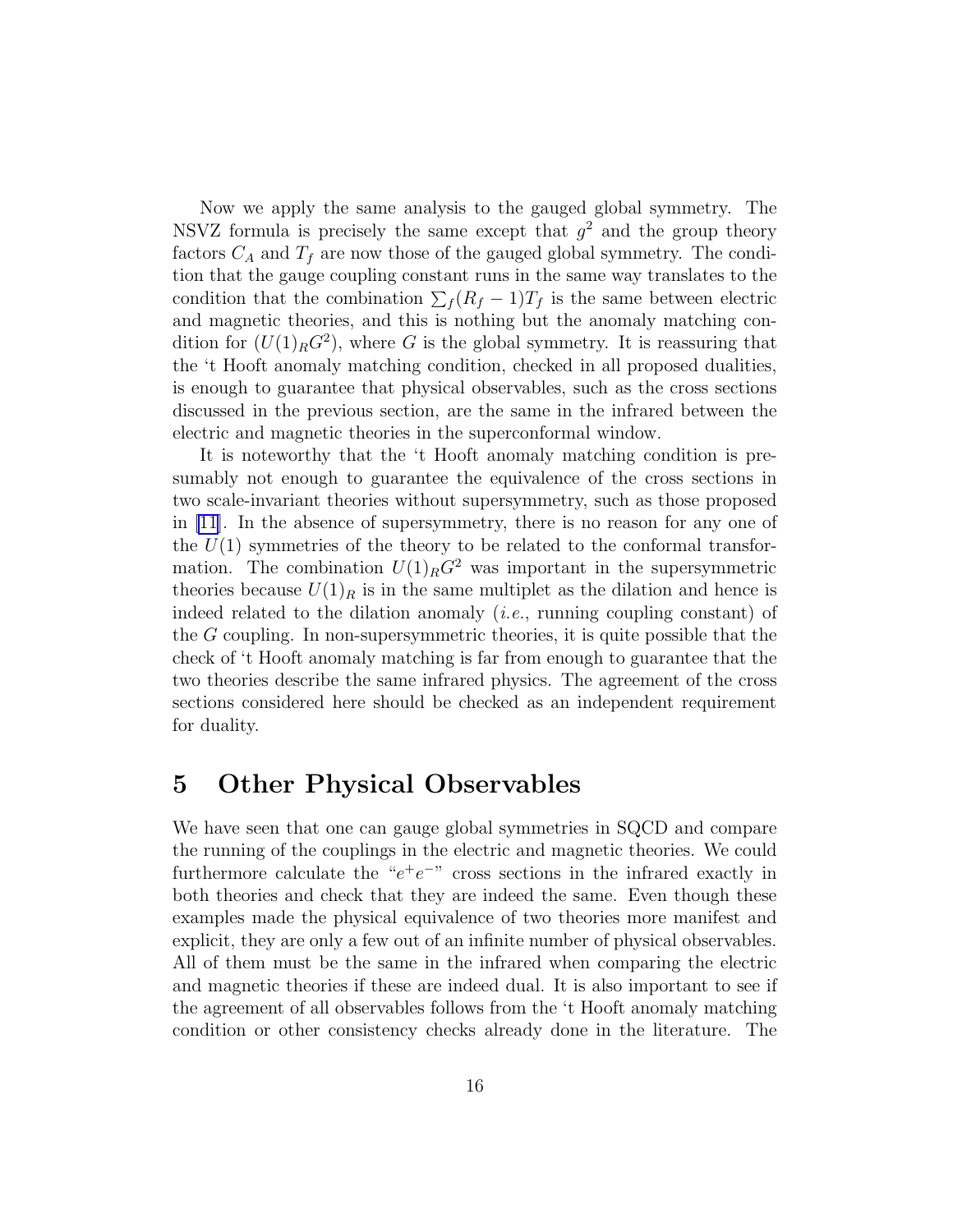Now we apply the same analysis to the gauged global symmetry. The NSVZ formula is precisely the same except that $g^2$ and the group theory factors $C_A$ and $T_f$ are now those of the gauged global symmetry. The condition that the gauge coupling constant runs in the same way translates to the condition that the combination $\sum_f (R_f - 1) T_f$ is the same between electric and magnetic theories, and this is nothing but the anomaly matching condition for $(U(1)_R G^2)$, where $G$ is the global symmetry. It is reassuring that the 't Hooft anomaly matching condition, checked in all proposed dualities, is enough to guarantee that physical observables, such as the cross sections discussed in the previous section, are the same in the infrared between the electric and magnetic theories in the superconformal window.

It is noteworthy that the 't Hooft anomaly matching condition is presumably not enough to guarantee the equivalence of the cross sections in two scale-invariant theories without supersymmetry, such as those proposed in [11]. In the absence of supersymmetry, there is no reason for any one of the $U(1)$ symmetries of the theory to be related to the conformal transformation. The combination $U(1)_R G^2$ was important in the supersymmetric theories because $U(1)_R$ is in the same multiplet as the dilation and hence is indeed related to the dilation anomaly (*i.e.*, running coupling constant) of the $G$ coupling. In non-supersymmetric theories, it is quite possible that the check of 't Hooft anomaly matching is far from enough to guarantee that the two theories describe the same infrared physics. The agreement of the cross sections considered here should be checked as an independent requirement for duality.

# 5 Other Physical Observables

We have seen that one can gauge global symmetries in SQCD and compare the running of the couplings in the electric and magnetic theories. We could furthermore calculate the "$e^+e^-$" cross sections in the infrared exactly in both theories and check that they are indeed the same. Even though these examples made the physical equivalence of two theories more manifest and explicit, they are only a few out of an infinite number of physical observables. All of them must be the same in the infrared when comparing the electric and magnetic theories if these are indeed dual. It is also important to see if the agreement of all observables follows from the 't Hooft anomaly matching condition or other consistency checks already done in the literature. The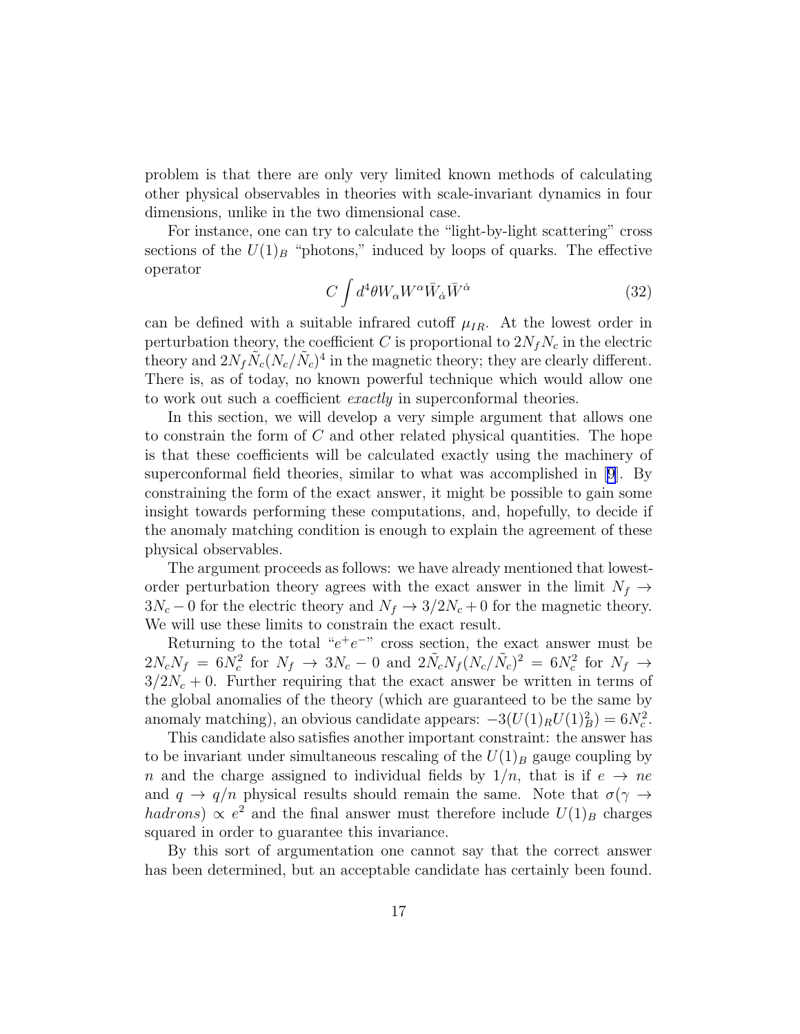problem is that there are only very limited known methods of calculating other physical observables in theories with scale-invariant dynamics in four dimensions, unlike in the two dimensional case.

For instance, one can try to calculate the "light-by-light scattering" cross sections of the $U(1)_B$ "photons," induced by loops of quarks. The effective operator

$$C \int d^4\theta W_\alpha W^\alpha \bar{W}_{\dot{\alpha}} \bar{W}^{\dot{\alpha}} \tag{32}$$

can be defined with a suitable infrared cutoff $\mu_{IR}$. At the lowest order in perturbation theory, the coefficient $C$ is proportional to $2N_f N_c$ in the electric theory and $2N_f \tilde{N}_c (N_c/\tilde{N}_c)^4$ in the magnetic theory; they are clearly different. There is, as of today, no known powerful technique which would allow one to work out such a coefficient *exactly* in superconformal theories.

In this section, we will develop a very simple argument that allows one to constrain the form of $C$ and other related physical quantities. The hope is that these coefficients will be calculated exactly using the machinery of superconformal field theories, similar to what was accomplished in [9]. By constraining the form of the exact answer, it might be possible to gain some insight towards performing these computations, and, hopefully, to decide if the anomaly matching condition is enough to explain the agreement of these physical observables.

The argument proceeds as follows: we have already mentioned that lowest-order perturbation theory agrees with the exact answer in the limit $N_f \to 3N_c - 0$ for the electric theory and $N_f \to 3/2 N_c + 0$ for the magnetic theory. We will use these limits to constrain the exact result.

Returning to the total "$e^+e^-$" cross section, the exact answer must be $2N_c N_f = 6N_c^2$ for $N_f \to 3N_c - 0$ and $2\tilde{N}_c N_f (N_c/\tilde{N}_c)^2 = 6N_c^2$ for $N_f \to 3/2 N_c + 0$. Further requiring that the exact answer be written in terms of the global anomalies of the theory (which are guaranteed to be the same by anomaly matching), an obvious candidate appears: $-3(U(1)_R U(1)_B^2) = 6N_c^2$.

This candidate also satisfies another important constraint: the answer has to be invariant under simultaneous rescaling of the $U(1)_B$ gauge coupling by $n$ and the charge assigned to individual fields by $1/n$, that is if $e \to ne$ and $q \to q/n$ physical results should remain the same. Note that $\sigma(\gamma \to \mathit{hadrons}) \propto e^2$ and the final answer must therefore include $U(1)_B$ charges squared in order to guarantee this invariance.

By this sort of argumentation one cannot say that the correct answer has been determined, but an acceptable candidate has certainly been found.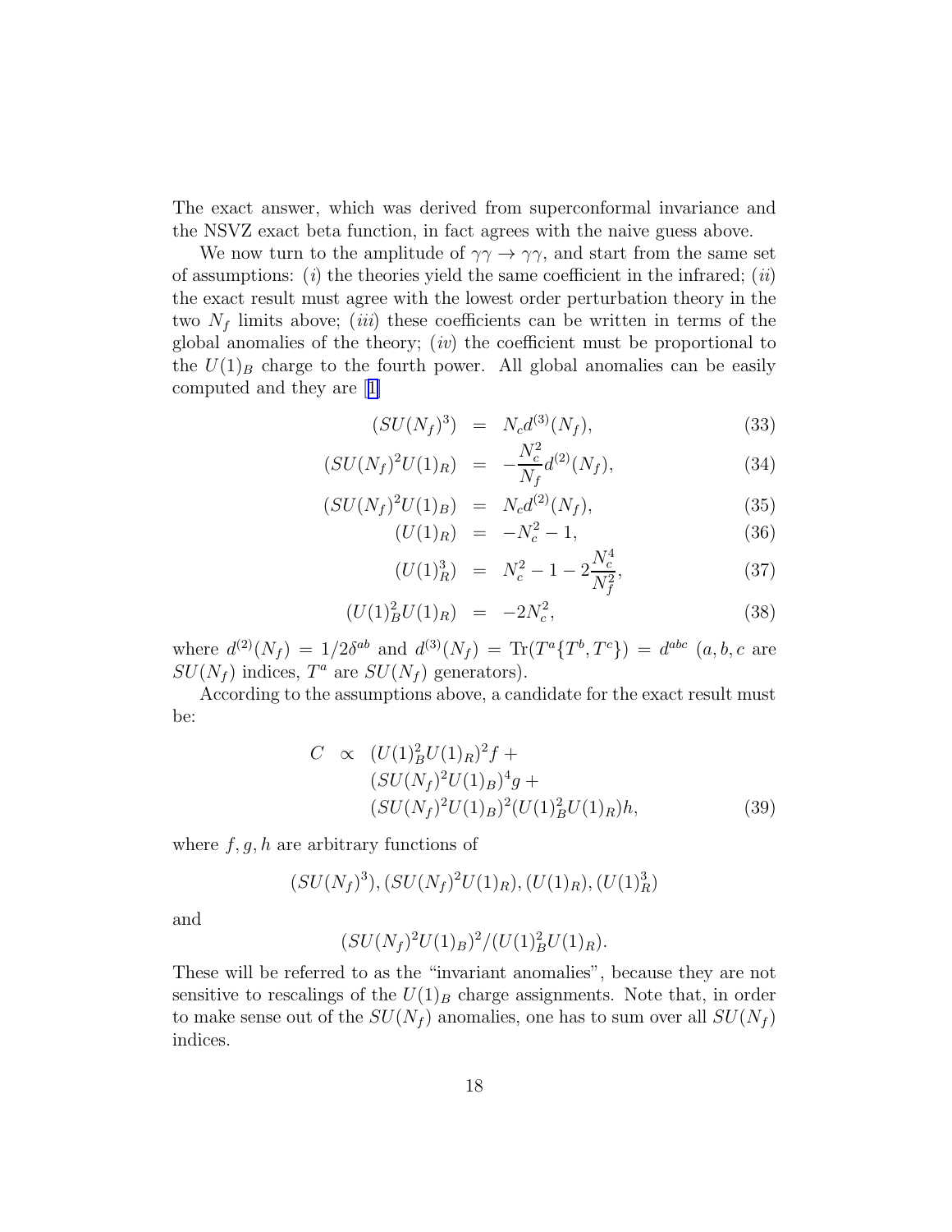The exact answer, which was derived from superconformal invariance and the NSVZ exact beta function, in fact agrees with the naive guess above.

We now turn to the amplitude of $\gamma\gamma \to \gamma\gamma$, and start from the same set of assumptions: $(i)$ the theories yield the same coefficient in the infrared; $(ii)$ the exact result must agree with the lowest order perturbation theory in the two $N_f$ limits above; $(iii)$ these coefficients can be written in terms of the global anomalies of the theory; $(iv)$ the coefficient must be proportional to the $U(1)_B$ charge to the fourth power. All global anomalies can be easily computed and they are [1]

$$
\begin{aligned}
(SU(N_f)^3) &= N_c d^{(3)}(N_f), &(33)\\
(SU(N_f)^2 U(1)_R) &= -\frac{N_c^2}{N_f} d^{(2)}(N_f), &(34)\\
(SU(N_f)^2 U(1)_B) &= N_c d^{(2)}(N_f), &(35)\\
(U(1)_R) &= -N_c^2 - 1, &(36)\\
(U(1)_R^3) &= N_c^2 - 1 - 2\frac{N_c^4}{N_f^2}, &(37)\\
(U(1)_B^2 U(1)_R) &= -2N_c^2, &(38)
\end{aligned}
$$

where $d^{(2)}(N_f) = 1/2\delta^{ab}$ and $d^{(3)}(N_f) = \mathrm{Tr}(T^a\{T^b, T^c\}) = d^{abc}$ ($a, b, c$ are $SU(N_f)$ indices, $T^a$ are $SU(N_f)$ generators).

According to the assumptions above, a candidate for the exact result must be:

$$
\begin{aligned}
C \;\propto\; & (U(1)_B^2 U(1)_R)^2 f + \\
& (SU(N_f)^2 U(1)_B)^4 g + \\
& (SU(N_f)^2 U(1)_B)^2 (U(1)_B^2 U(1)_R) h, \qquad (39)
\end{aligned}
$$

where $f, g, h$ are arbitrary functions of

$$
(SU(N_f)^3), (SU(N_f)^2 U(1)_R), (U(1)_R), (U(1)_R^3)
$$

and

$$
(SU(N_f)^2 U(1)_B)^2 / (U(1)_B^2 U(1)_R).
$$

These will be referred to as the "invariant anomalies", because they are not sensitive to rescalings of the $U(1)_B$ charge assignments. Note that, in order to make sense out of the $SU(N_f)$ anomalies, one has to sum over all $SU(N_f)$ indices.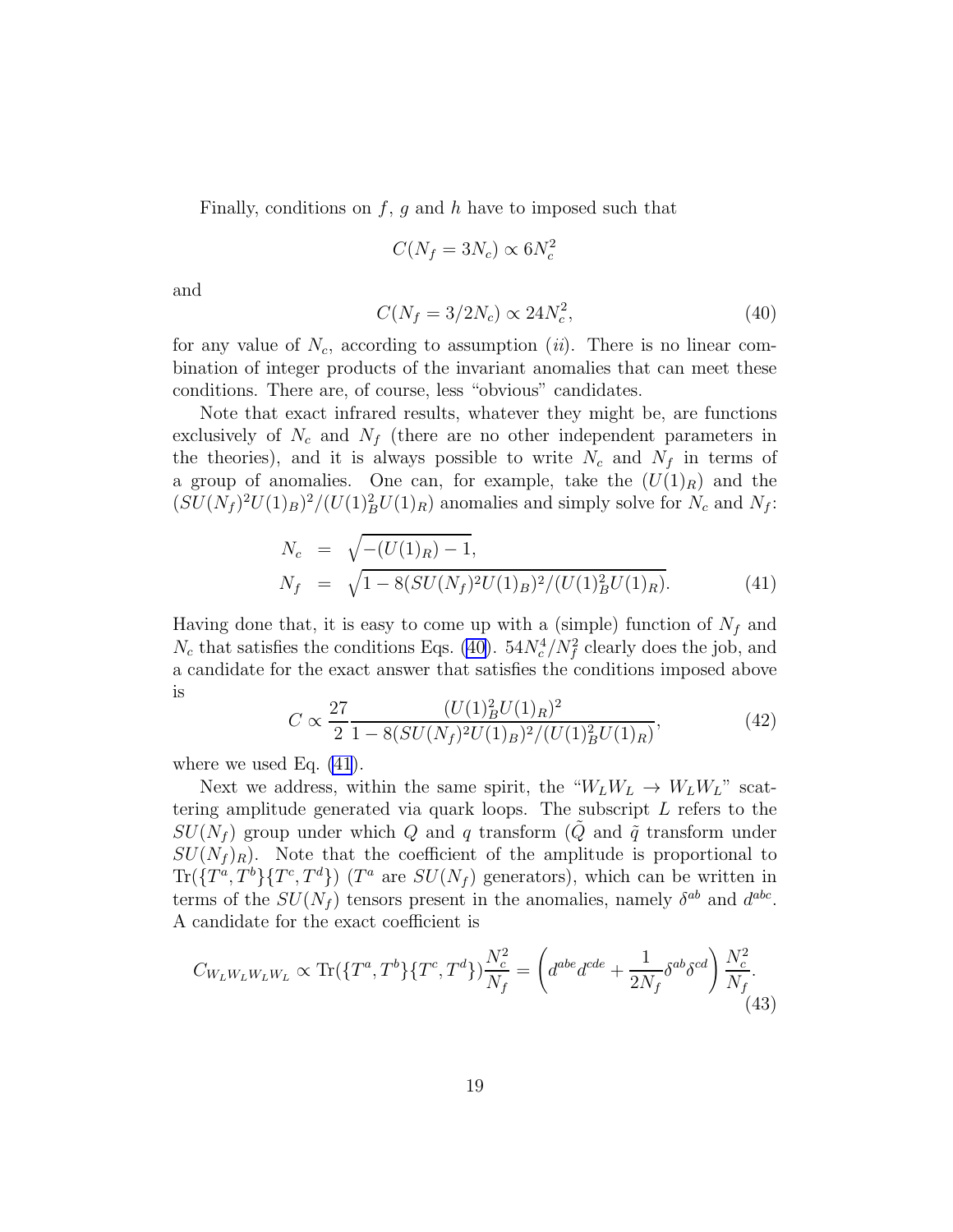Finally, conditions on $f$, $g$ and $h$ have to imposed such that

$$C(N_f = 3N_c) \propto 6N_c^2$$

and

$$C(N_f = 3/2N_c) \propto 24N_c^2, \tag{40}$$

for any value of $N_c$, according to assumption $(ii)$. There is no linear combination of integer products of the invariant anomalies that can meet these conditions. There are, of course, less "obvious" candidates.

Note that exact infrared results, whatever they might be, are functions exclusively of $N_c$ and $N_f$ (there are no other independent parameters in the theories), and it is always possible to write $N_c$ and $N_f$ in terms of a group of anomalies. One can, for example, take the $(U(1)_R)$ and the $(SU(N_f)^2U(1)_B)^2/(U(1)_B^2U(1)_R)$ anomalies and simply solve for $N_c$ and $N_f$:

$$\begin{aligned} N_c &= \sqrt{-(U(1)_R) - 1}, \\ N_f &= \sqrt{1 - 8(SU(N_f)^2U(1)_B)^2/(U(1)_B^2U(1)_R)}. \end{aligned} \tag{41}$$

Having done that, it is easy to come up with a (simple) function of $N_f$ and $N_c$ that satisfies the conditions Eqs. (40). $54N_c^4/N_f^2$ clearly does the job, and a candidate for the exact answer that satisfies the conditions imposed above is

$$C \propto \frac{27}{2} \frac{(U(1)_B^2U(1)_R)^2}{1 - 8(SU(N_f)^2U(1)_B)^2/(U(1)_B^2U(1)_R)}, \tag{42}$$

where we used Eq. (41).

Next we address, within the same spirit, the "$W_LW_L \to W_LW_L$" scattering amplitude generated via quark loops. The subscript $L$ refers to the $SU(N_f)$ group under which $Q$ and $q$ transform ($\tilde{Q}$ and $\tilde{q}$ transform under $SU(N_f)_R$). Note that the coefficient of the amplitude is proportional to $\mathrm{Tr}(\{T^a, T^b\}\{T^c, T^d\})$ ($T^a$ are $SU(N_f)$ generators), which can be written in terms of the $SU(N_f)$ tensors present in the anomalies, namely $\delta^{ab}$ and $d^{abc}$. A candidate for the exact coefficient is

$$C_{W_LW_LW_LW_L} \propto \mathrm{Tr}(\{T^a, T^b\}\{T^c, T^d\})\frac{N_c^2}{N_f} = \left(d^{abe}d^{cde} + \frac{1}{2N_f}\delta^{ab}\delta^{cd}\right)\frac{N_c^2}{N_f}. \tag{43}$$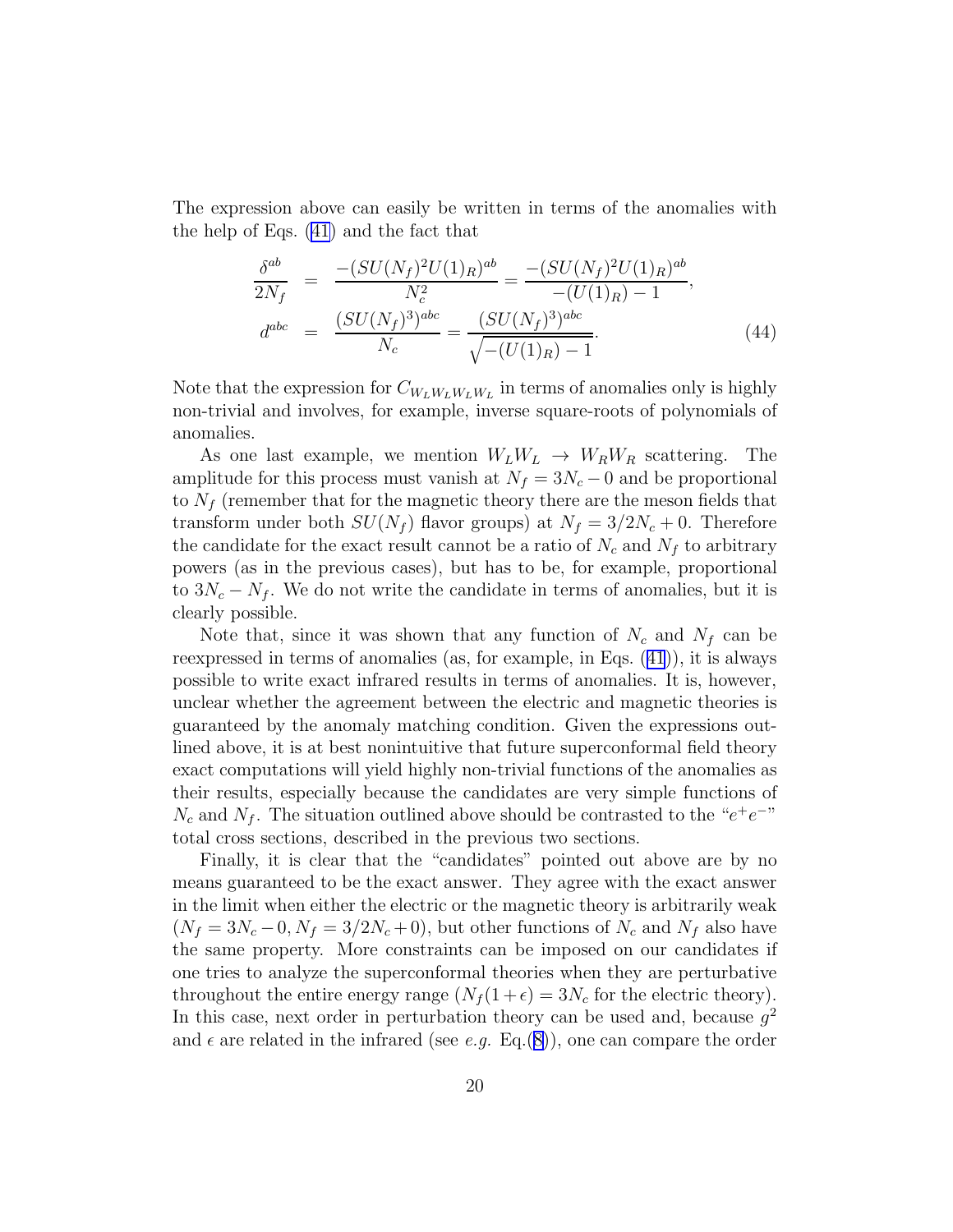The expression above can easily be written in terms of the anomalies with the help of Eqs. (41) and the fact that

$$
\begin{aligned}
\frac{\delta^{ab}}{2N_f} &= \frac{-(SU(N_f)^2U(1)_R)^{ab}}{N_c^2} = \frac{-(SU(N_f)^2U(1)_R)^{ab}}{-(U(1)_R)-1}, \\
d^{abc} &= \frac{(SU(N_f)^3)^{abc}}{N_c} = \frac{(SU(N_f)^3)^{abc}}{\sqrt{-(U(1)_R)-1}}.
\end{aligned}
\tag{44}
$$

Note that the expression for $C_{W_LW_LW_LW_L}$ in terms of anomalies only is highly non-trivial and involves, for example, inverse square-roots of polynomials of anomalies.

As one last example, we mention $W_LW_L \to W_RW_R$ scattering. The amplitude for this process must vanish at $N_f = 3N_c - 0$ and be proportional to $N_f$ (remember that for the magnetic theory there are the meson fields that transform under both $SU(N_f)$ flavor groups) at $N_f = 3/2N_c + 0$. Therefore the candidate for the exact result cannot be a ratio of $N_c$ and $N_f$ to arbitrary powers (as in the previous cases), but has to be, for example, proportional to $3N_c - N_f$. We do not write the candidate in terms of anomalies, but it is clearly possible.

Note that, since it was shown that any function of $N_c$ and $N_f$ can be reexpressed in terms of anomalies (as, for example, in Eqs. (41)), it is always possible to write exact infrared results in terms of anomalies. It is, however, unclear whether the agreement between the electric and magnetic theories is guaranteed by the anomaly matching condition. Given the expressions outlined above, it is at best nonintuitive that future superconformal field theory exact computations will yield highly non-trivial functions of the anomalies as their results, especially because the candidates are very simple functions of $N_c$ and $N_f$. The situation outlined above should be contrasted to the "$e^+e^-$" total cross sections, described in the previous two sections.

Finally, it is clear that the "candidates" pointed out above are by no means guaranteed to be the exact answer. They agree with the exact answer in the limit when either the electric or the magnetic theory is arbitrarily weak ($N_f = 3N_c - 0, N_f = 3/2N_c + 0$), but other functions of $N_c$ and $N_f$ also have the same property. More constraints can be imposed on our candidates if one tries to analyze the superconformal theories when they are perturbative throughout the entire energy range ($N_f(1+\epsilon) = 3N_c$ for the electric theory). In this case, next order in perturbation theory can be used and, because $g^2$ and $\epsilon$ are related in the infrared (see *e.g.* Eq.(8)), one can compare the order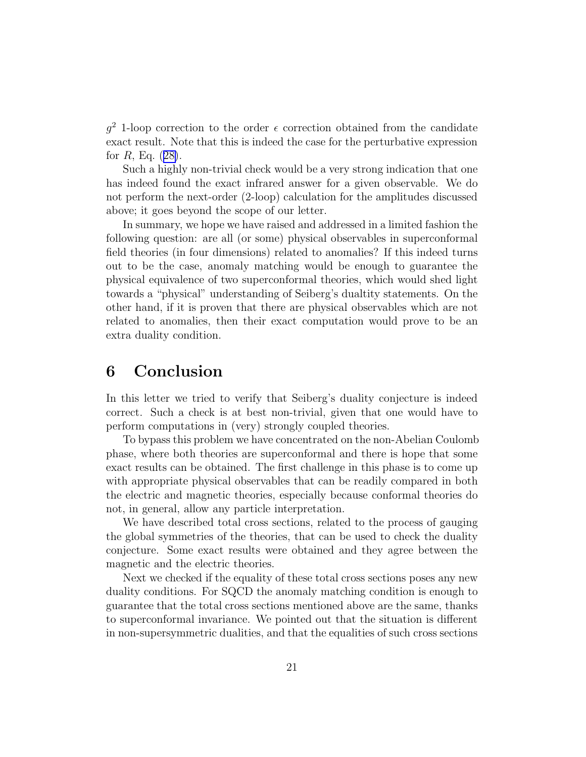$g^2$ 1-loop correction to the order $\epsilon$ correction obtained from the candidate exact result. Note that this is indeed the case for the perturbative expression for $R$, Eq. (28).

Such a highly non-trivial check would be a very strong indication that one has indeed found the exact infrared answer for a given observable. We do not perform the next-order (2-loop) calculation for the amplitudes discussed above; it goes beyond the scope of our letter.

In summary, we hope we have raised and addressed in a limited fashion the following question: are all (or some) physical observables in superconformal field theories (in four dimensions) related to anomalies? If this indeed turns out to be the case, anomaly matching would be enough to guarantee the physical equivalence of two superconformal theories, which would shed light towards a "physical" understanding of Seiberg's dualtity statements. On the other hand, if it is proven that there are physical observables which are not related to anomalies, then their exact computation would prove to be an extra duality condition.

# 6 Conclusion

In this letter we tried to verify that Seiberg's duality conjecture is indeed correct. Such a check is at best non-trivial, given that one would have to perform computations in (very) strongly coupled theories.

To bypass this problem we have concentrated on the non-Abelian Coulomb phase, where both theories are superconformal and there is hope that some exact results can be obtained. The first challenge in this phase is to come up with appropriate physical observables that can be readily compared in both the electric and magnetic theories, especially because conformal theories do not, in general, allow any particle interpretation.

We have described total cross sections, related to the process of gauging the global symmetries of the theories, that can be used to check the duality conjecture. Some exact results were obtained and they agree between the magnetic and the electric theories.

Next we checked if the equality of these total cross sections poses any new duality conditions. For SQCD the anomaly matching condition is enough to guarantee that the total cross sections mentioned above are the same, thanks to superconformal invariance. We pointed out that the situation is different in non-supersymmetric dualities, and that the equalities of such cross sections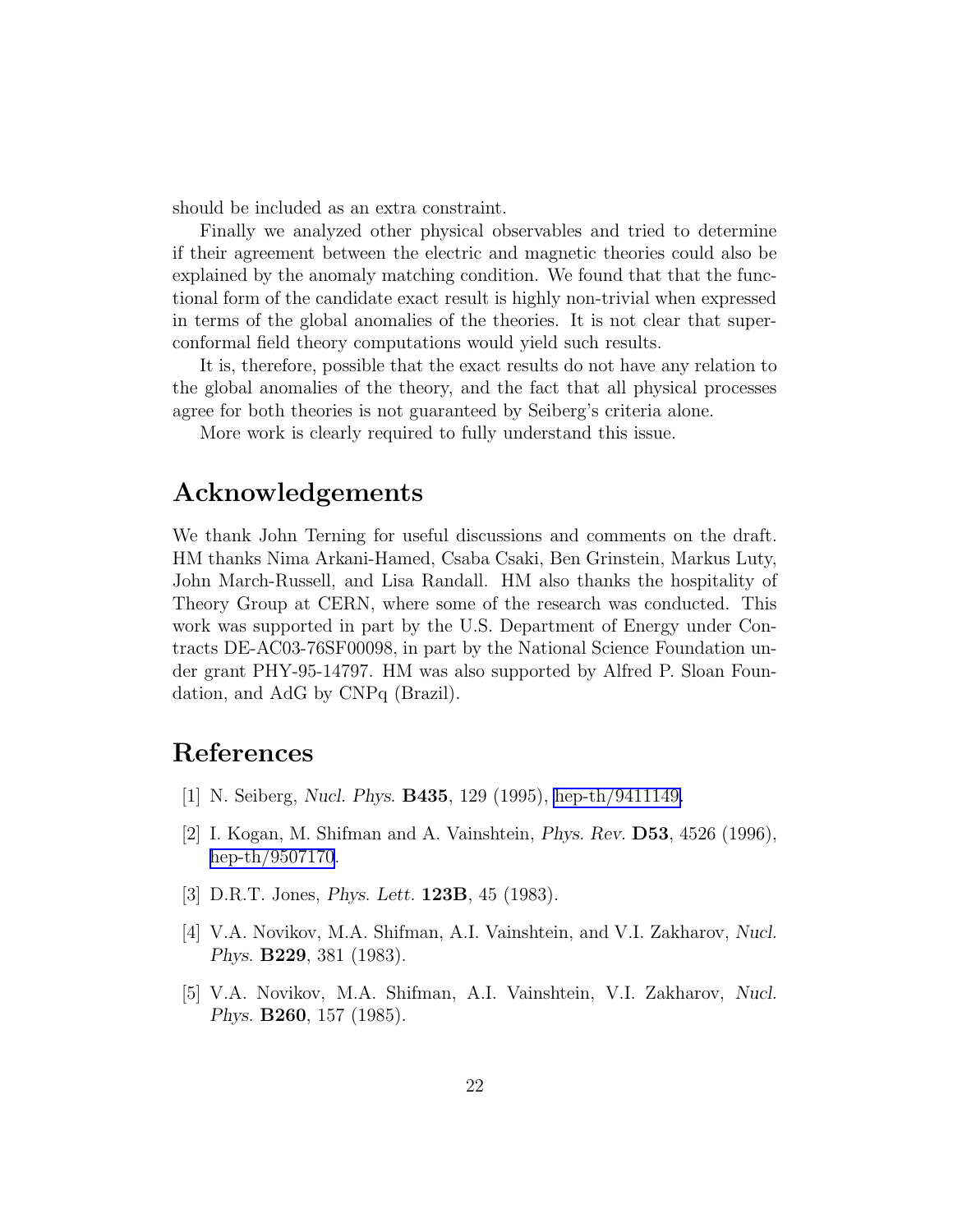should be included as an extra constraint.

Finally we analyzed other physical observables and tried to determine if their agreement between the electric and magnetic theories could also be explained by the anomaly matching condition. We found that that the functional form of the candidate exact result is highly non-trivial when expressed in terms of the global anomalies of the theories. It is not clear that superconformal field theory computations would yield such results.

It is, therefore, possible that the exact results do not have any relation to the global anomalies of the theory, and the fact that all physical processes agree for both theories is not guaranteed by Seiberg's criteria alone.

More work is clearly required to fully understand this issue.

# Acknowledgements

We thank John Terning for useful discussions and comments on the draft. HM thanks Nima Arkani-Hamed, Csaba Csaki, Ben Grinstein, Markus Luty, John March-Russell, and Lisa Randall. HM also thanks the hospitality of Theory Group at CERN, where some of the research was conducted. This work was supported in part by the U.S. Department of Energy under Contracts DE-AC03-76SF00098, in part by the National Science Foundation under grant PHY-95-14797. HM was also supported by Alfred P. Sloan Foundation, and AdG by CNPq (Brazil).

# References

[1] N. Seiberg, *Nucl. Phys.* **B435**, 129 (1995), hep-th/9411149.

[2] I. Kogan, M. Shifman and A. Vainshtein, *Phys. Rev.* **D53**, 4526 (1996), hep-th/9507170.

[3] D.R.T. Jones, *Phys. Lett.* **123B**, 45 (1983).

[4] V.A. Novikov, M.A. Shifman, A.I. Vainshtein, and V.I. Zakharov, *Nucl. Phys.* **B229**, 381 (1983).

[5] V.A. Novikov, M.A. Shifman, A.I. Vainshtein, V.I. Zakharov, *Nucl. Phys.* **B260**, 157 (1985).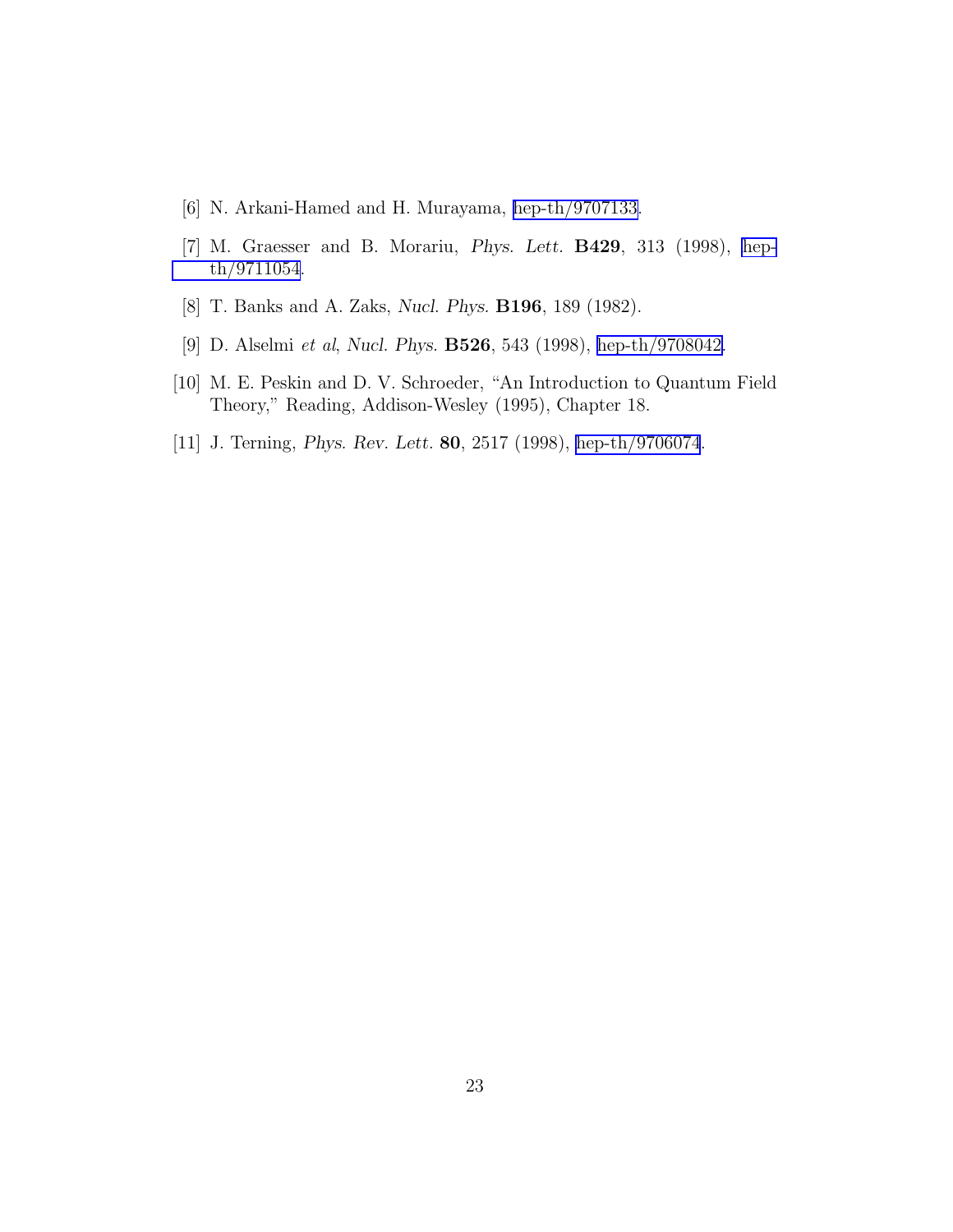[6] N. Arkani-Hamed and H. Murayama, hep-th/9707133.

[7] M. Graesser and B. Morariu, *Phys. Lett.* **B429**, 313 (1998), hep-th/9711054.

[8] T. Banks and A. Zaks, *Nucl. Phys.* **B196**, 189 (1982).

[9] D. Alselmi *et al*, *Nucl. Phys.* **B526**, 543 (1998), hep-th/9708042.

[10] M. E. Peskin and D. V. Schroeder, "An Introduction to Quantum Field Theory," Reading, Addison-Wesley (1995), Chapter 18.

[11] J. Terning, *Phys. Rev. Lett.* **80**, 2517 (1998), hep-th/9706074.